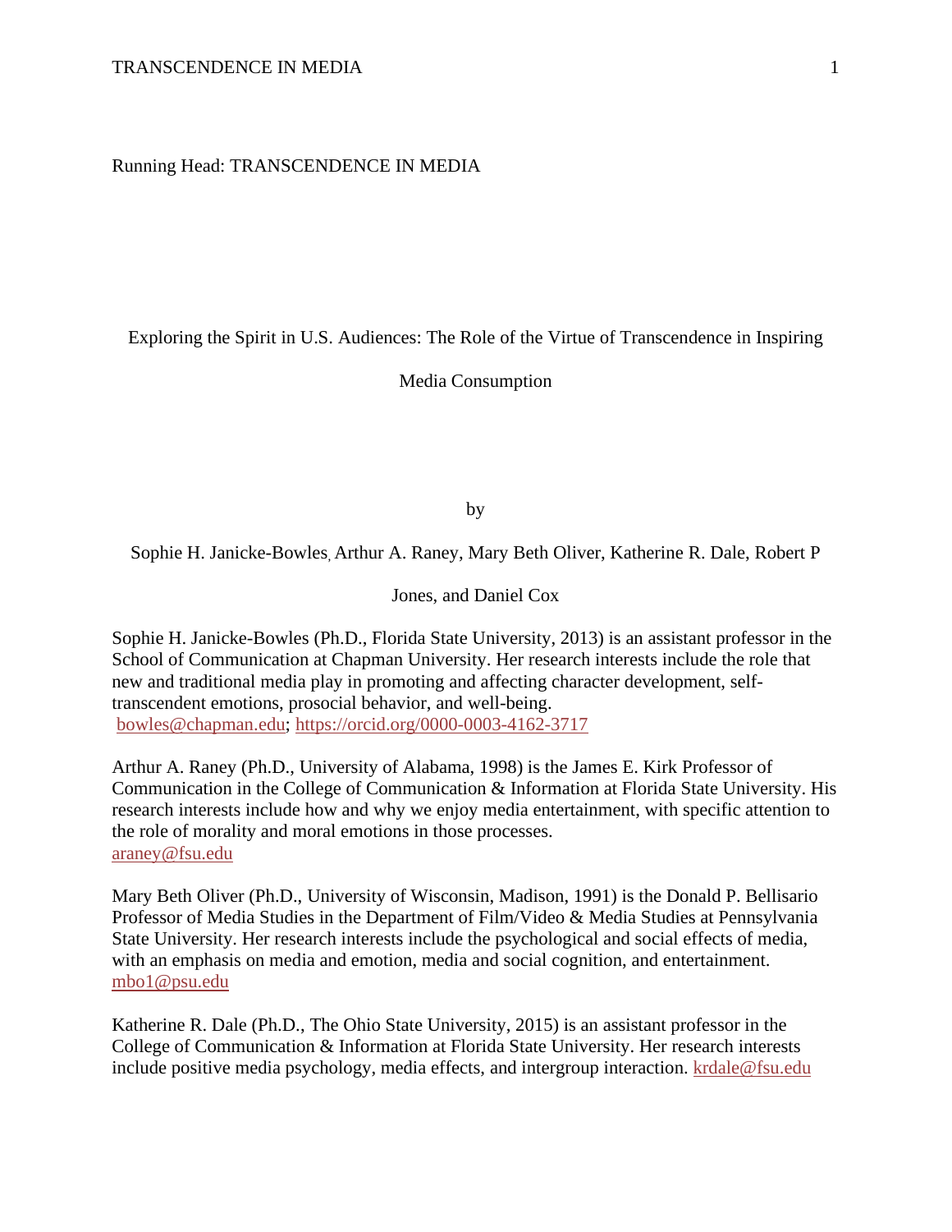Running Head: TRANSCENDENCE IN MEDIA

# Exploring the Spirit in U.S. Audiences: The Role of the Virtue of Transcendence in Inspiring Media Consumption

by

Sophie H. Janicke-Bowles, Arthur A. Raney, Mary Beth Oliver, Katherine R. Dale, Robert P Jones, and Daniel Cox

Sophie H. Janicke-Bowles (Ph.D., Florida State University, 2013) is an assistant professor in the School of Communication at Chapman University. Her research interests include the role that new and traditional media play in promoting and affecting character development, self-transcendent emotions, prosocial behavior, and well-being.
bowles@chapman.edu; https://orcid.org/0000-0003-4162-3717

Arthur A. Raney (Ph.D., University of Alabama, 1998) is the James E. Kirk Professor of Communication in the College of Communication & Information at Florida State University. His research interests include how and why we enjoy media entertainment, with specific attention to the role of morality and moral emotions in those processes.
araney@fsu.edu

Mary Beth Oliver (Ph.D., University of Wisconsin, Madison, 1991) is the Donald P. Bellisario Professor of Media Studies in the Department of Film/Video & Media Studies at Pennsylvania State University. Her research interests include the psychological and social effects of media, with an emphasis on media and emotion, media and social cognition, and entertainment.
mbo1@psu.edu

Katherine R. Dale (Ph.D., The Ohio State University, 2015) is an assistant professor in the College of Communication & Information at Florida State University. Her research interests include positive media psychology, media effects, and intergroup interaction. krdale@fsu.edu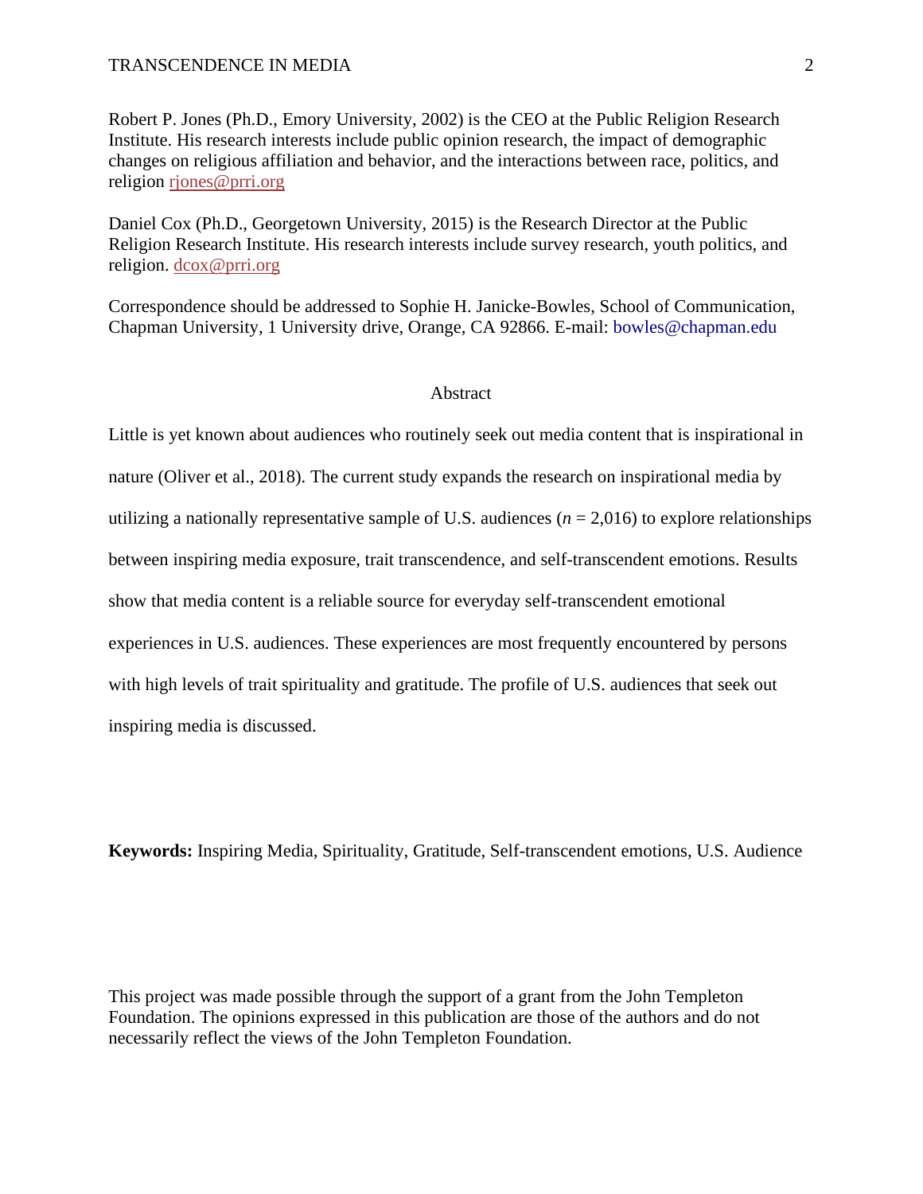Robert P. Jones (Ph.D., Emory University, 2002) is the CEO at the Public Religion Research Institute. His research interests include public opinion research, the impact of demographic changes on religious affiliation and behavior, and the interactions between race, politics, and religion rjones@prri.org

Daniel Cox (Ph.D., Georgetown University, 2015) is the Research Director at the Public Religion Research Institute. His research interests include survey research, youth politics, and religion. dcox@prri.org

Correspondence should be addressed to Sophie H. Janicke-Bowles, School of Communication, Chapman University, 1 University drive, Orange, CA 92866. E-mail: bowles@chapman.edu

## Abstract

Little is yet known about audiences who routinely seek out media content that is inspirational in nature (Oliver et al., 2018). The current study expands the research on inspirational media by utilizing a nationally representative sample of U.S. audiences ($n$ = 2,016) to explore relationships between inspiring media exposure, trait transcendence, and self-transcendent emotions. Results show that media content is a reliable source for everyday self-transcendent emotional experiences in U.S. audiences. These experiences are most frequently encountered by persons with high levels of trait spirituality and gratitude. The profile of U.S. audiences that seek out inspiring media is discussed.

**Keywords:** Inspiring Media, Spirituality, Gratitude, Self-transcendent emotions, U.S. Audience

This project was made possible through the support of a grant from the John Templeton Foundation. The opinions expressed in this publication are those of the authors and do not necessarily reflect the views of the John Templeton Foundation.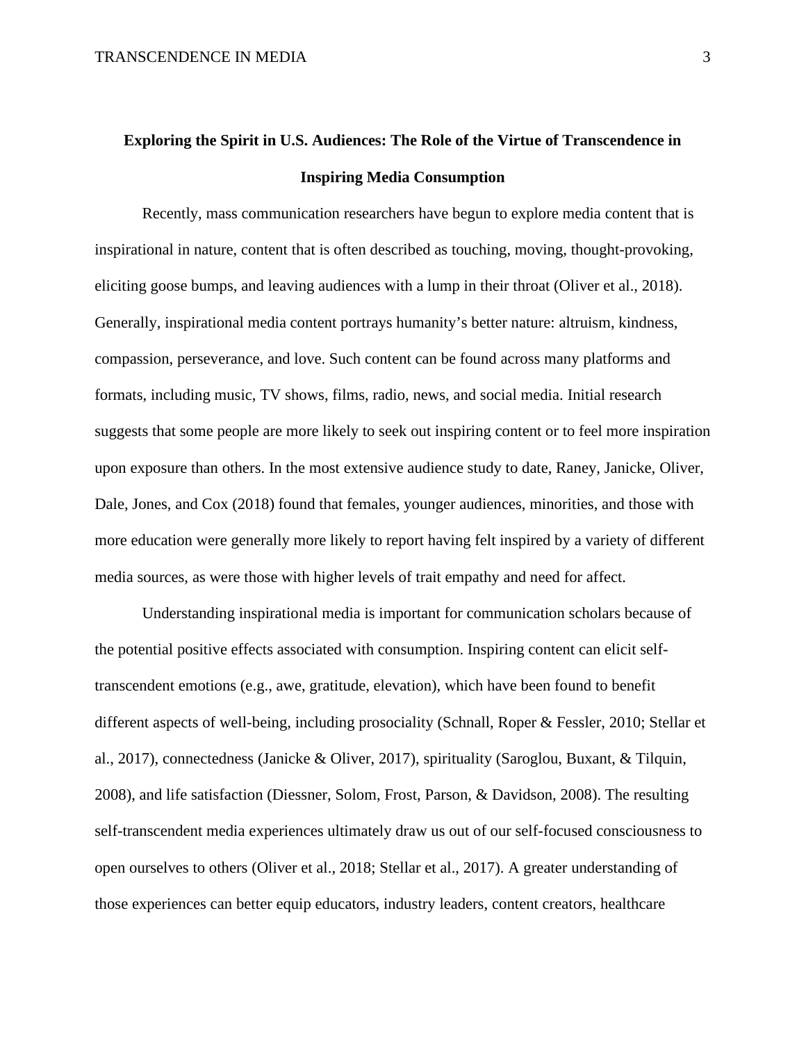# Exploring the Spirit in U.S. Audiences: The Role of the Virtue of Transcendence in Inspiring Media Consumption

Recently, mass communication researchers have begun to explore media content that is inspirational in nature, content that is often described as touching, moving, thought-provoking, eliciting goose bumps, and leaving audiences with a lump in their throat (Oliver et al., 2018). Generally, inspirational media content portrays humanity's better nature: altruism, kindness, compassion, perseverance, and love. Such content can be found across many platforms and formats, including music, TV shows, films, radio, news, and social media. Initial research suggests that some people are more likely to seek out inspiring content or to feel more inspiration upon exposure than others. In the most extensive audience study to date, Raney, Janicke, Oliver, Dale, Jones, and Cox (2018) found that females, younger audiences, minorities, and those with more education were generally more likely to report having felt inspired by a variety of different media sources, as were those with higher levels of trait empathy and need for affect.

Understanding inspirational media is important for communication scholars because of the potential positive effects associated with consumption. Inspiring content can elicit self-transcendent emotions (e.g., awe, gratitude, elevation), which have been found to benefit different aspects of well-being, including prosociality (Schnall, Roper & Fessler, 2010; Stellar et al., 2017), connectedness (Janicke & Oliver, 2017), spirituality (Saroglou, Buxant, & Tilquin, 2008), and life satisfaction (Diessner, Solom, Frost, Parson, & Davidson, 2008). The resulting self-transcendent media experiences ultimately draw us out of our self-focused consciousness to open ourselves to others (Oliver et al., 2018; Stellar et al., 2017). A greater understanding of those experiences can better equip educators, industry leaders, content creators, healthcare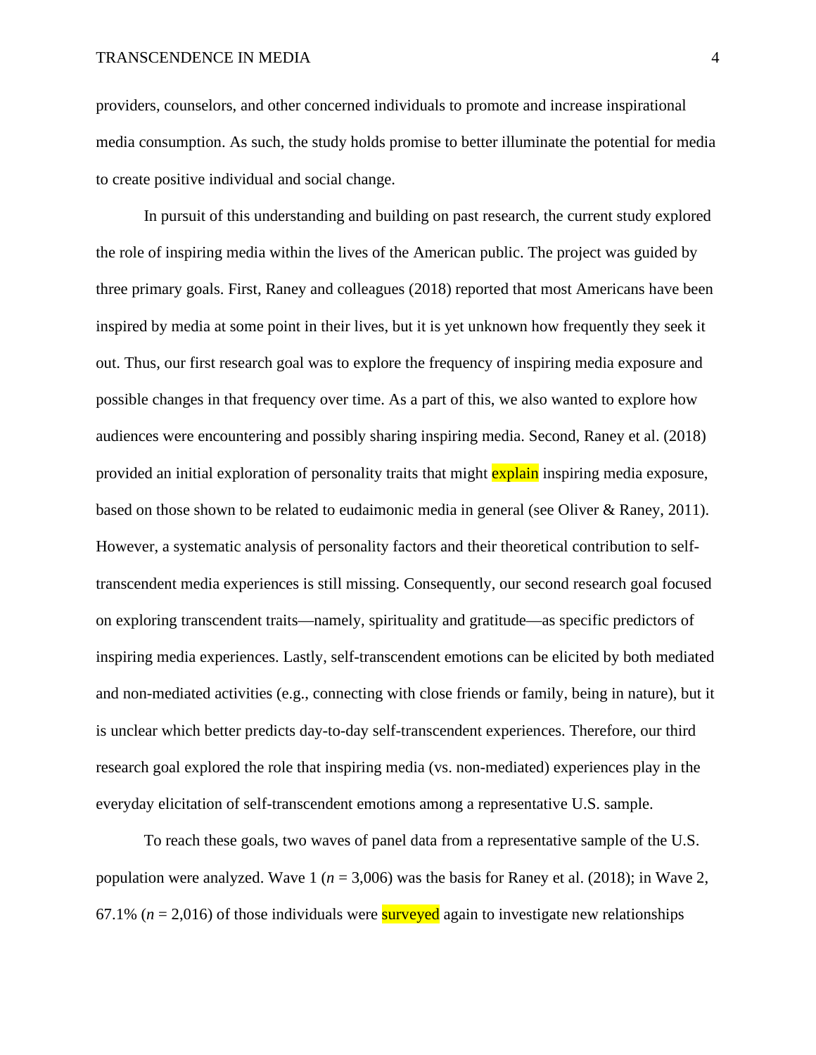providers, counselors, and other concerned individuals to promote and increase inspirational media consumption. As such, the study holds promise to better illuminate the potential for media to create positive individual and social change.

In pursuit of this understanding and building on past research, the current study explored the role of inspiring media within the lives of the American public. The project was guided by three primary goals. First, Raney and colleagues (2018) reported that most Americans have been inspired by media at some point in their lives, but it is yet unknown how frequently they seek it out. Thus, our first research goal was to explore the frequency of inspiring media exposure and possible changes in that frequency over time. As a part of this, we also wanted to explore how audiences were encountering and possibly sharing inspiring media. Second, Raney et al. (2018) provided an initial exploration of personality traits that might explain inspiring media exposure, based on those shown to be related to eudaimonic media in general (see Oliver & Raney, 2011). However, a systematic analysis of personality factors and their theoretical contribution to self-transcendent media experiences is still missing. Consequently, our second research goal focused on exploring transcendent traits—namely, spirituality and gratitude—as specific predictors of inspiring media experiences. Lastly, self-transcendent emotions can be elicited by both mediated and non-mediated activities (e.g., connecting with close friends or family, being in nature), but it is unclear which better predicts day-to-day self-transcendent experiences. Therefore, our third research goal explored the role that inspiring media (vs. non-mediated) experiences play in the everyday elicitation of self-transcendent emotions among a representative U.S. sample.

To reach these goals, two waves of panel data from a representative sample of the U.S. population were analyzed. Wave 1 ($n$ = 3,006) was the basis for Raney et al. (2018); in Wave 2, 67.1% ($n$ = 2,016) of those individuals were surveyed again to investigate new relationships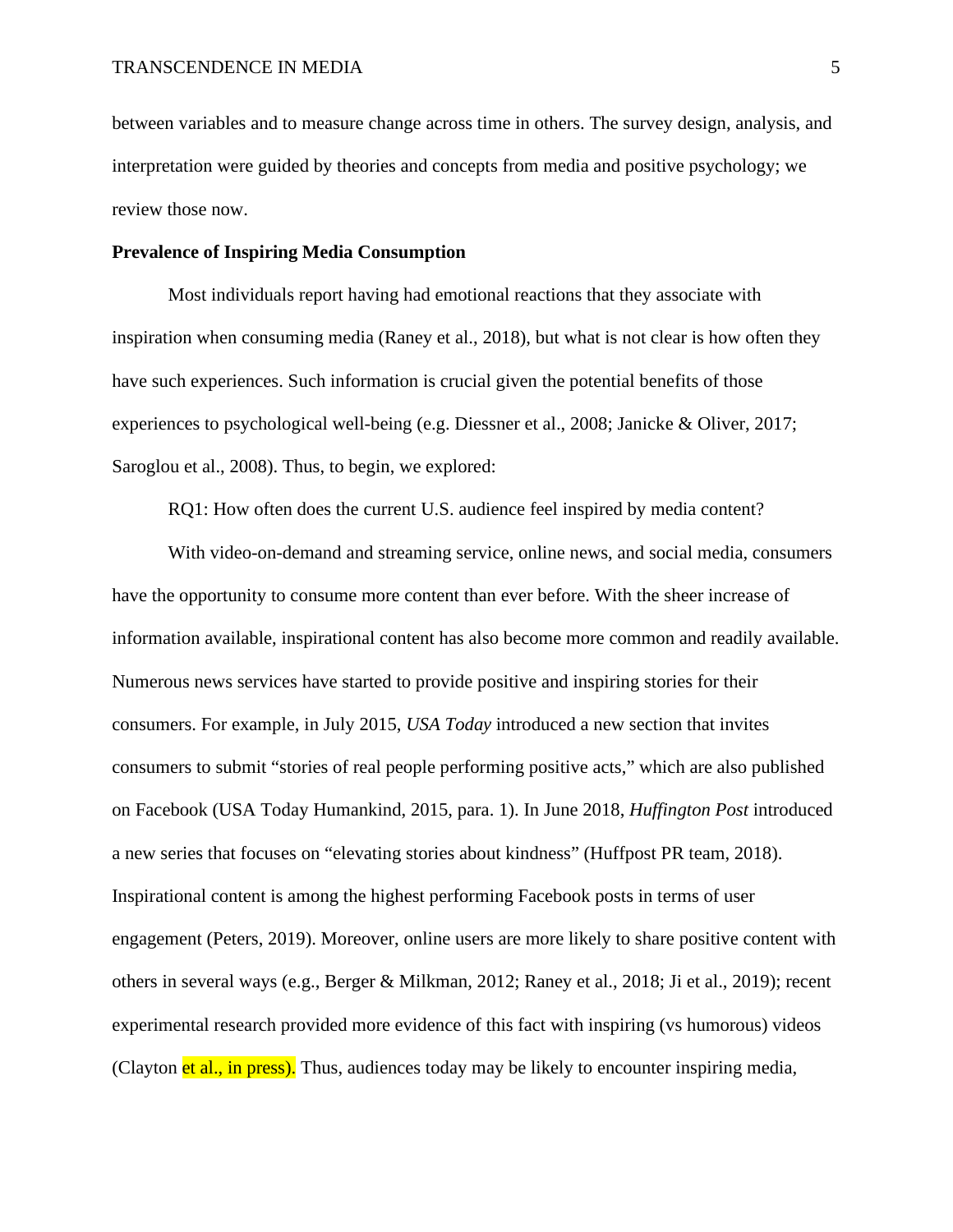between variables and to measure change across time in others. The survey design, analysis, and interpretation were guided by theories and concepts from media and positive psychology; we review those now.

**Prevalence of Inspiring Media Consumption**

Most individuals report having had emotional reactions that they associate with inspiration when consuming media (Raney et al., 2018), but what is not clear is how often they have such experiences. Such information is crucial given the potential benefits of those experiences to psychological well-being (e.g. Diessner et al., 2008; Janicke & Oliver, 2017; Saroglou et al., 2008). Thus, to begin, we explored:

RQ1: How often does the current U.S. audience feel inspired by media content?

With video-on-demand and streaming service, online news, and social media, consumers have the opportunity to consume more content than ever before. With the sheer increase of information available, inspirational content has also become more common and readily available. Numerous news services have started to provide positive and inspiring stories for their consumers. For example, in July 2015, *USA Today* introduced a new section that invites consumers to submit "stories of real people performing positive acts," which are also published on Facebook (USA Today Humankind, 2015, para. 1). In June 2018, *Huffington Post* introduced a new series that focuses on "elevating stories about kindness" (Huffpost PR team, 2018). Inspirational content is among the highest performing Facebook posts in terms of user engagement (Peters, 2019). Moreover, online users are more likely to share positive content with others in several ways (e.g., Berger & Milkman, 2012; Raney et al., 2018; Ji et al., 2019); recent experimental research provided more evidence of this fact with inspiring (vs humorous) videos (Clayton et al., in press). Thus, audiences today may be likely to encounter inspiring media,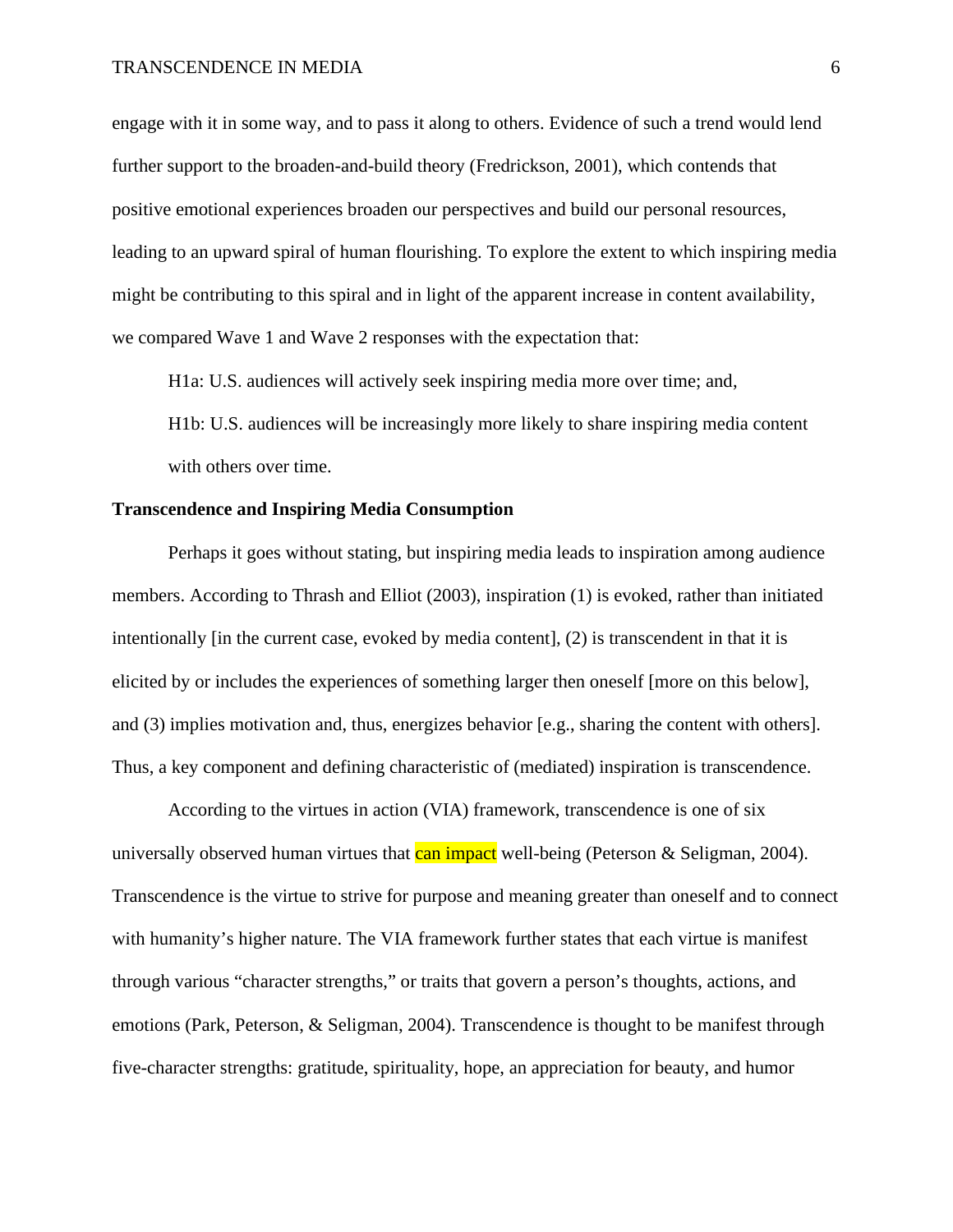engage with it in some way, and to pass it along to others. Evidence of such a trend would lend further support to the broaden-and-build theory (Fredrickson, 2001), which contends that positive emotional experiences broaden our perspectives and build our personal resources, leading to an upward spiral of human flourishing. To explore the extent to which inspiring media might be contributing to this spiral and in light of the apparent increase in content availability, we compared Wave 1 and Wave 2 responses with the expectation that:

H1a: U.S. audiences will actively seek inspiring media more over time; and,

H1b: U.S. audiences will be increasingly more likely to share inspiring media content with others over time.

**Transcendence and Inspiring Media Consumption**

Perhaps it goes without stating, but inspiring media leads to inspiration among audience members. According to Thrash and Elliot (2003), inspiration (1) is evoked, rather than initiated intentionally [in the current case, evoked by media content], (2) is transcendent in that it is elicited by or includes the experiences of something larger then oneself [more on this below], and (3) implies motivation and, thus, energizes behavior [e.g., sharing the content with others]. Thus, a key component and defining characteristic of (mediated) inspiration is transcendence.

According to the virtues in action (VIA) framework, transcendence is one of six universally observed human virtues that can impact well-being (Peterson & Seligman, 2004). Transcendence is the virtue to strive for purpose and meaning greater than oneself and to connect with humanity's higher nature. The VIA framework further states that each virtue is manifest through various "character strengths," or traits that govern a person's thoughts, actions, and emotions (Park, Peterson, & Seligman, 2004). Transcendence is thought to be manifest through five-character strengths: gratitude, spirituality, hope, an appreciation for beauty, and humor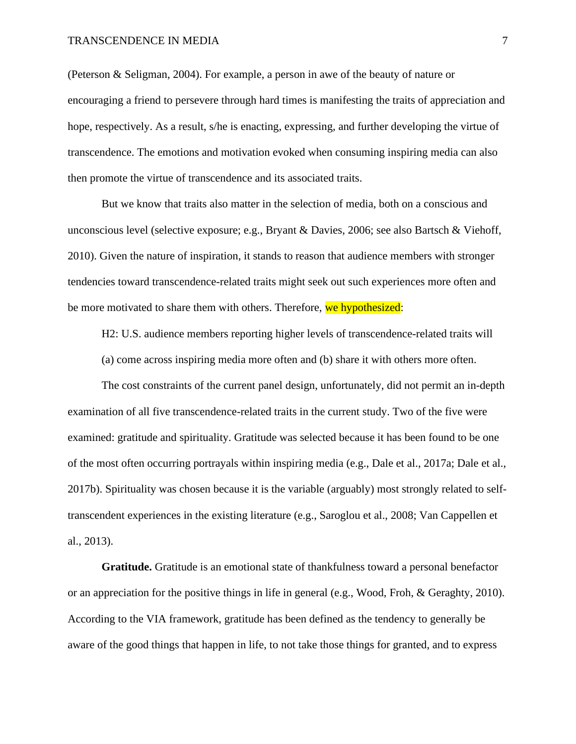(Peterson & Seligman, 2004). For example, a person in awe of the beauty of nature or encouraging a friend to persevere through hard times is manifesting the traits of appreciation and hope, respectively. As a result, s/he is enacting, expressing, and further developing the virtue of transcendence. The emotions and motivation evoked when consuming inspiring media can also then promote the virtue of transcendence and its associated traits.

But we know that traits also matter in the selection of media, both on a conscious and unconscious level (selective exposure; e.g., Bryant & Davies, 2006; see also Bartsch & Viehoff, 2010). Given the nature of inspiration, it stands to reason that audience members with stronger tendencies toward transcendence-related traits might seek out such experiences more often and be more motivated to share them with others. Therefore, we hypothesized:

> H2: U.S. audience members reporting higher levels of transcendence-related traits will (a) come across inspiring media more often and (b) share it with others more often.

The cost constraints of the current panel design, unfortunately, did not permit an in-depth examination of all five transcendence-related traits in the current study. Two of the five were examined: gratitude and spirituality. Gratitude was selected because it has been found to be one of the most often occurring portrayals within inspiring media (e.g., Dale et al., 2017a; Dale et al., 2017b). Spirituality was chosen because it is the variable (arguably) most strongly related to self-transcendent experiences in the existing literature (e.g., Saroglou et al., 2008; Van Cappellen et al., 2013).

**Gratitude.** Gratitude is an emotional state of thankfulness toward a personal benefactor or an appreciation for the positive things in life in general (e.g., Wood, Froh, & Geraghty, 2010). According to the VIA framework, gratitude has been defined as the tendency to generally be aware of the good things that happen in life, to not take those things for granted, and to express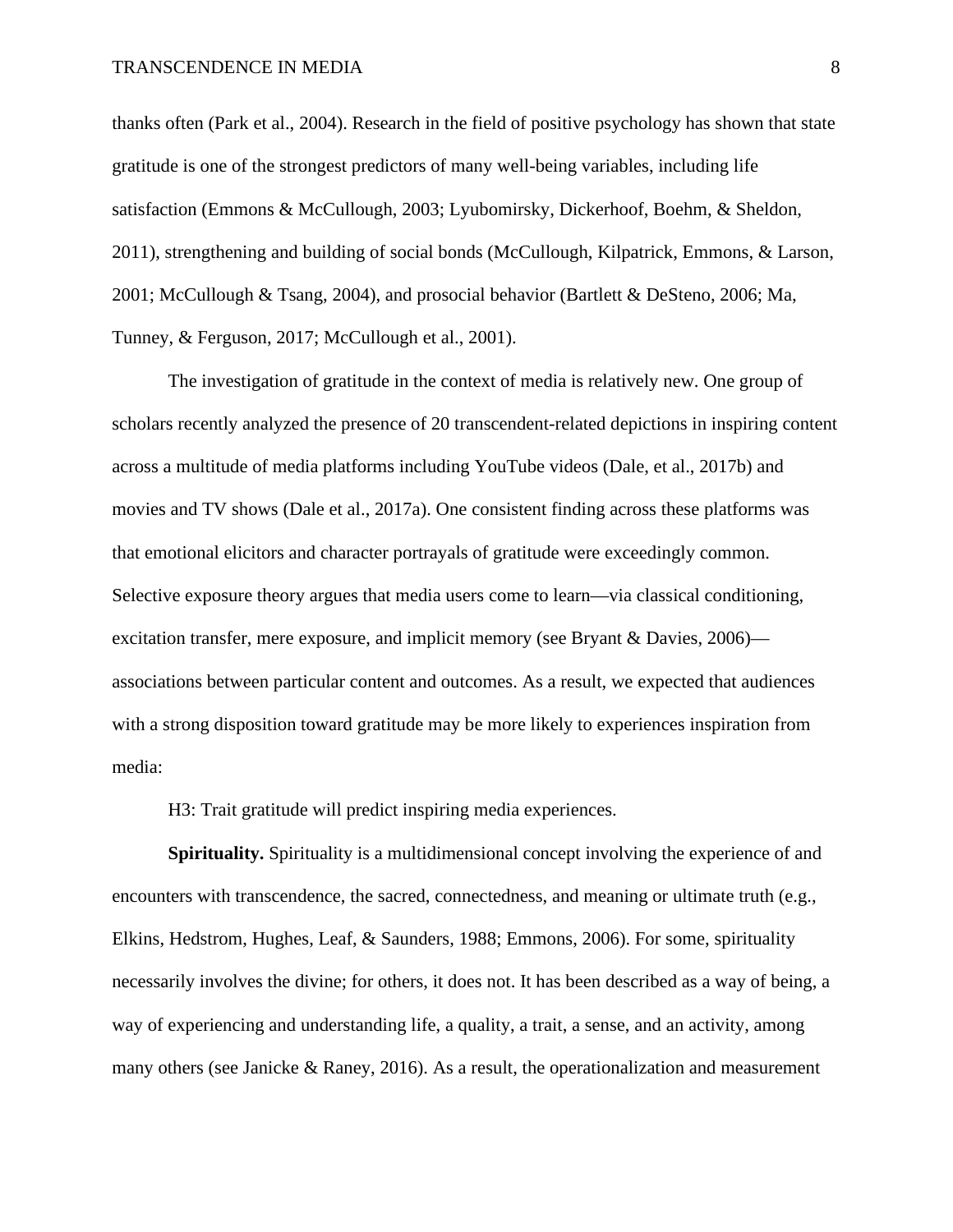thanks often (Park et al., 2004). Research in the field of positive psychology has shown that state gratitude is one of the strongest predictors of many well-being variables, including life satisfaction (Emmons & McCullough, 2003; Lyubomirsky, Dickerhoof, Boehm, & Sheldon, 2011), strengthening and building of social bonds (McCullough, Kilpatrick, Emmons, & Larson, 2001; McCullough & Tsang, 2004), and prosocial behavior (Bartlett & DeSteno, 2006; Ma, Tunney, & Ferguson, 2017; McCullough et al., 2001).

The investigation of gratitude in the context of media is relatively new. One group of scholars recently analyzed the presence of 20 transcendent-related depictions in inspiring content across a multitude of media platforms including YouTube videos (Dale, et al., 2017b) and movies and TV shows (Dale et al., 2017a). One consistent finding across these platforms was that emotional elicitors and character portrayals of gratitude were exceedingly common. Selective exposure theory argues that media users come to learn—via classical conditioning, excitation transfer, mere exposure, and implicit memory (see Bryant & Davies, 2006)—associations between particular content and outcomes. As a result, we expected that audiences with a strong disposition toward gratitude may be more likely to experiences inspiration from media:

H3: Trait gratitude will predict inspiring media experiences.

**Spirituality.** Spirituality is a multidimensional concept involving the experience of and encounters with transcendence, the sacred, connectedness, and meaning or ultimate truth (e.g., Elkins, Hedstrom, Hughes, Leaf, & Saunders, 1988; Emmons, 2006). For some, spirituality necessarily involves the divine; for others, it does not. It has been described as a way of being, a way of experiencing and understanding life, a quality, a trait, a sense, and an activity, among many others (see Janicke & Raney, 2016). As a result, the operationalization and measurement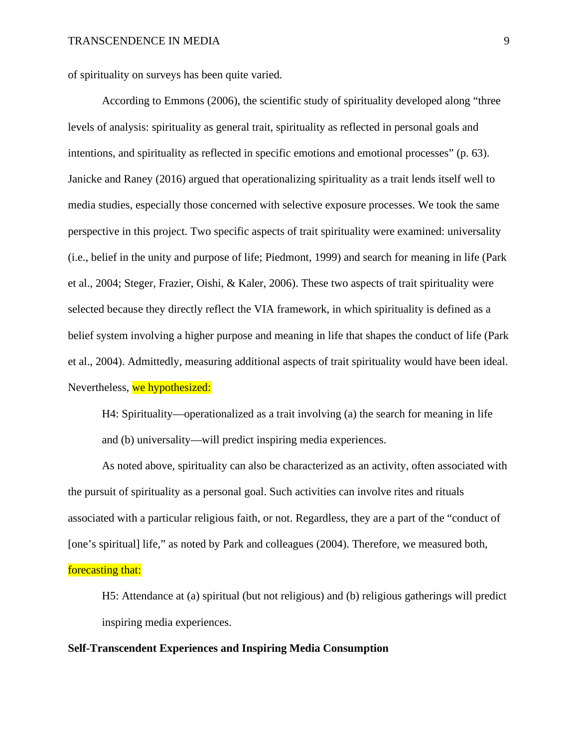of spirituality on surveys has been quite varied.

According to Emmons (2006), the scientific study of spirituality developed along "three levels of analysis: spirituality as general trait, spirituality as reflected in personal goals and intentions, and spirituality as reflected in specific emotions and emotional processes" (p. 63). Janicke and Raney (2016) argued that operationalizing spirituality as a trait lends itself well to media studies, especially those concerned with selective exposure processes. We took the same perspective in this project. Two specific aspects of trait spirituality were examined: universality (i.e., belief in the unity and purpose of life; Piedmont, 1999) and search for meaning in life (Park et al., 2004; Steger, Frazier, Oishi, & Kaler, 2006). These two aspects of trait spirituality were selected because they directly reflect the VIA framework, in which spirituality is defined as a belief system involving a higher purpose and meaning in life that shapes the conduct of life (Park et al., 2004). Admittedly, measuring additional aspects of trait spirituality would have been ideal. Nevertheless, we hypothesized:

> H4: Spirituality—operationalized as a trait involving (a) the search for meaning in life and (b) universality—will predict inspiring media experiences.

As noted above, spirituality can also be characterized as an activity, often associated with the pursuit of spirituality as a personal goal. Such activities can involve rites and rituals associated with a particular religious faith, or not. Regardless, they are a part of the "conduct of [one's spiritual] life," as noted by Park and colleagues (2004). Therefore, we measured both, forecasting that:

> H5: Attendance at (a) spiritual (but not religious) and (b) religious gatherings will predict inspiring media experiences.

**Self-Transcendent Experiences and Inspiring Media Consumption**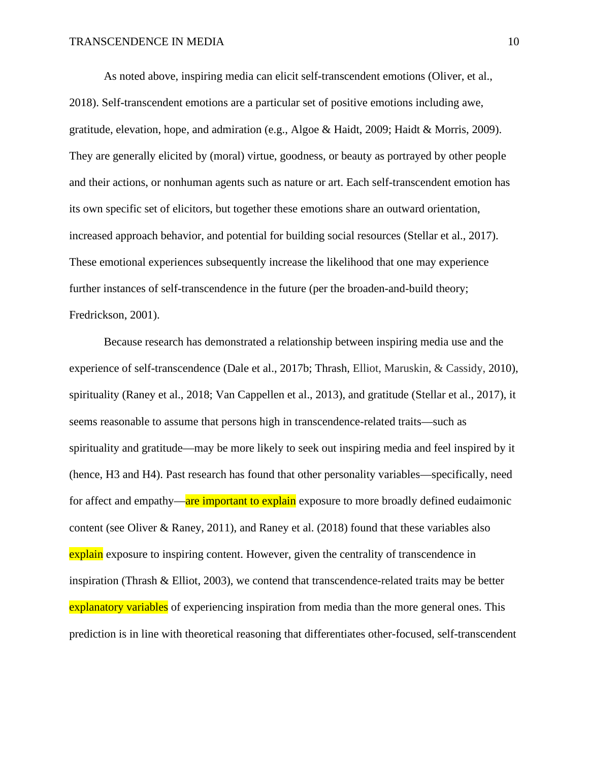As noted above, inspiring media can elicit self-transcendent emotions (Oliver, et al., 2018). Self-transcendent emotions are a particular set of positive emotions including awe, gratitude, elevation, hope, and admiration (e.g., Algoe & Haidt, 2009; Haidt & Morris, 2009). They are generally elicited by (moral) virtue, goodness, or beauty as portrayed by other people and their actions, or nonhuman agents such as nature or art. Each self-transcendent emotion has its own specific set of elicitors, but together these emotions share an outward orientation, increased approach behavior, and potential for building social resources (Stellar et al., 2017). These emotional experiences subsequently increase the likelihood that one may experience further instances of self-transcendence in the future (per the broaden-and-build theory; Fredrickson, 2001).

Because research has demonstrated a relationship between inspiring media use and the experience of self-transcendence (Dale et al., 2017b; Thrash, Elliot, Maruskin, & Cassidy, 2010), spirituality (Raney et al., 2018; Van Cappellen et al., 2013), and gratitude (Stellar et al., 2017), it seems reasonable to assume that persons high in transcendence-related traits—such as spirituality and gratitude—may be more likely to seek out inspiring media and feel inspired by it (hence, H3 and H4). Past research has found that other personality variables—specifically, need for affect and empathy—are important to explain exposure to more broadly defined eudaimonic content (see Oliver & Raney, 2011), and Raney et al. (2018) found that these variables also explain exposure to inspiring content. However, given the centrality of transcendence in inspiration (Thrash & Elliot, 2003), we contend that transcendence-related traits may be better explanatory variables of experiencing inspiration from media than the more general ones. This prediction is in line with theoretical reasoning that differentiates other-focused, self-transcendent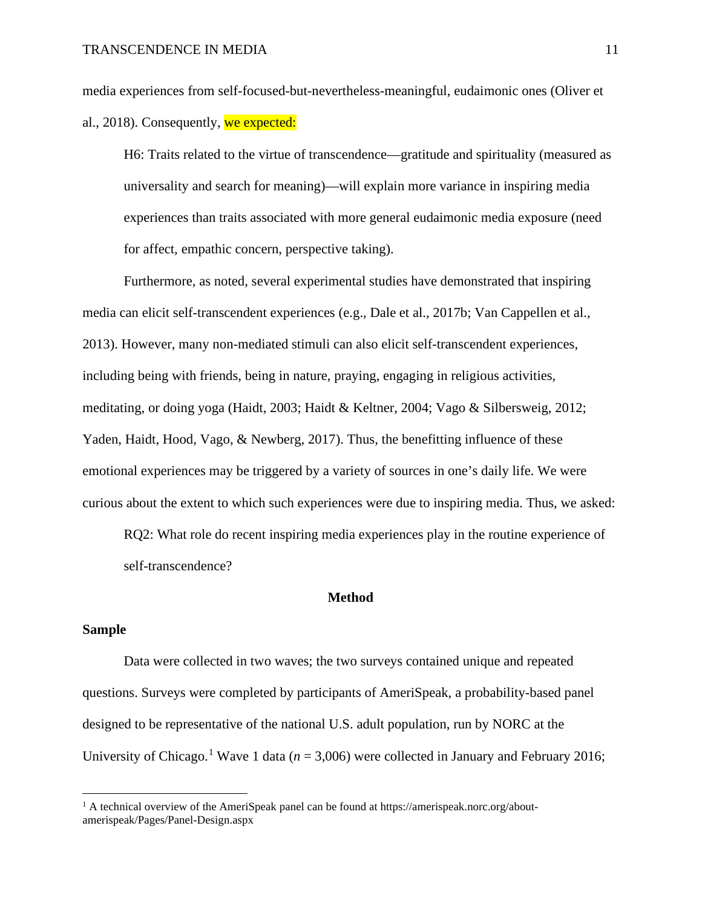media experiences from self-focused-but-nevertheless-meaningful, eudaimonic ones (Oliver et al., 2018). Consequently, we expected:

> H6: Traits related to the virtue of transcendence—gratitude and spirituality (measured as universality and search for meaning)—will explain more variance in inspiring media experiences than traits associated with more general eudaimonic media exposure (need for affect, empathic concern, perspective taking).

Furthermore, as noted, several experimental studies have demonstrated that inspiring media can elicit self-transcendent experiences (e.g., Dale et al., 2017b; Van Cappellen et al., 2013). However, many non-mediated stimuli can also elicit self-transcendent experiences, including being with friends, being in nature, praying, engaging in religious activities, meditating, or doing yoga (Haidt, 2003; Haidt & Keltner, 2004; Vago & Silbersweig, 2012; Yaden, Haidt, Hood, Vago, & Newberg, 2017). Thus, the benefitting influence of these emotional experiences may be triggered by a variety of sources in one's daily life. We were curious about the extent to which such experiences were due to inspiring media. Thus, we asked:

> RQ2: What role do recent inspiring media experiences play in the routine experience of self-transcendence?

## Method

### Sample

Data were collected in two waves; the two surveys contained unique and repeated questions. Surveys were completed by participants of AmeriSpeak, a probability-based panel designed to be representative of the national U.S. adult population, run by NORC at the University of Chicago.[1] Wave 1 data (*n* = 3,006) were collected in January and February 2016;

[1] A technical overview of the AmeriSpeak panel can be found at https://amerispeak.norc.org/about-amerispeak/Pages/Panel-Design.aspx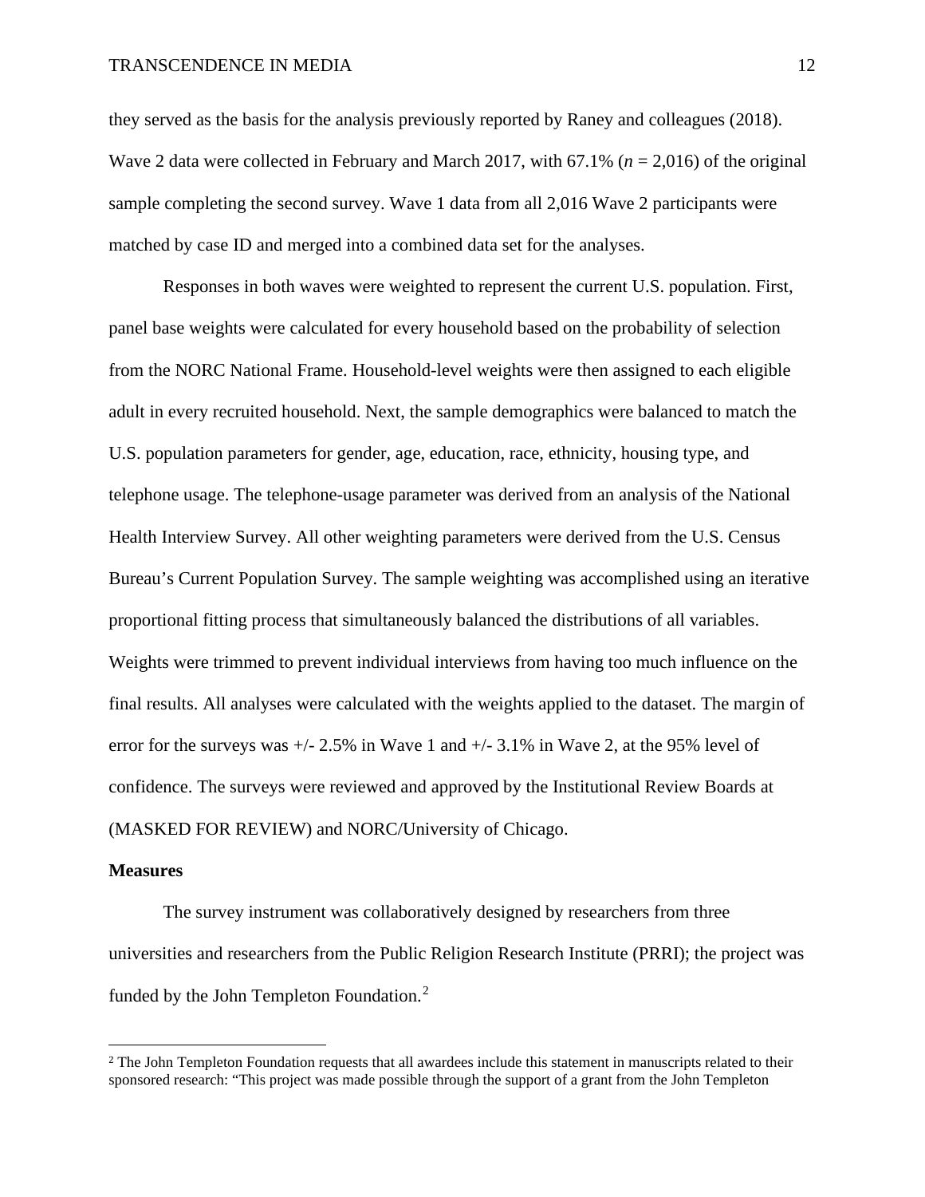they served as the basis for the analysis previously reported by Raney and colleagues (2018). Wave 2 data were collected in February and March 2017, with 67.1% ($n$ = 2,016) of the original sample completing the second survey. Wave 1 data from all 2,016 Wave 2 participants were matched by case ID and merged into a combined data set for the analyses.

Responses in both waves were weighted to represent the current U.S. population. First, panel base weights were calculated for every household based on the probability of selection from the NORC National Frame. Household-level weights were then assigned to each eligible adult in every recruited household. Next, the sample demographics were balanced to match the U.S. population parameters for gender, age, education, race, ethnicity, housing type, and telephone usage. The telephone-usage parameter was derived from an analysis of the National Health Interview Survey. All other weighting parameters were derived from the U.S. Census Bureau's Current Population Survey. The sample weighting was accomplished using an iterative proportional fitting process that simultaneously balanced the distributions of all variables. Weights were trimmed to prevent individual interviews from having too much influence on the final results. All analyses were calculated with the weights applied to the dataset. The margin of error for the surveys was +/- 2.5% in Wave 1 and +/- 3.1% in Wave 2, at the 95% level of confidence. The surveys were reviewed and approved by the Institutional Review Boards at (MASKED FOR REVIEW) and NORC/University of Chicago.

**Measures**

The survey instrument was collaboratively designed by researchers from three universities and researchers from the Public Religion Research Institute (PRRI); the project was funded by the John Templeton Foundation.[2]

[2] The John Templeton Foundation requests that all awardees include this statement in manuscripts related to their sponsored research: "This project was made possible through the support of a grant from the John Templeton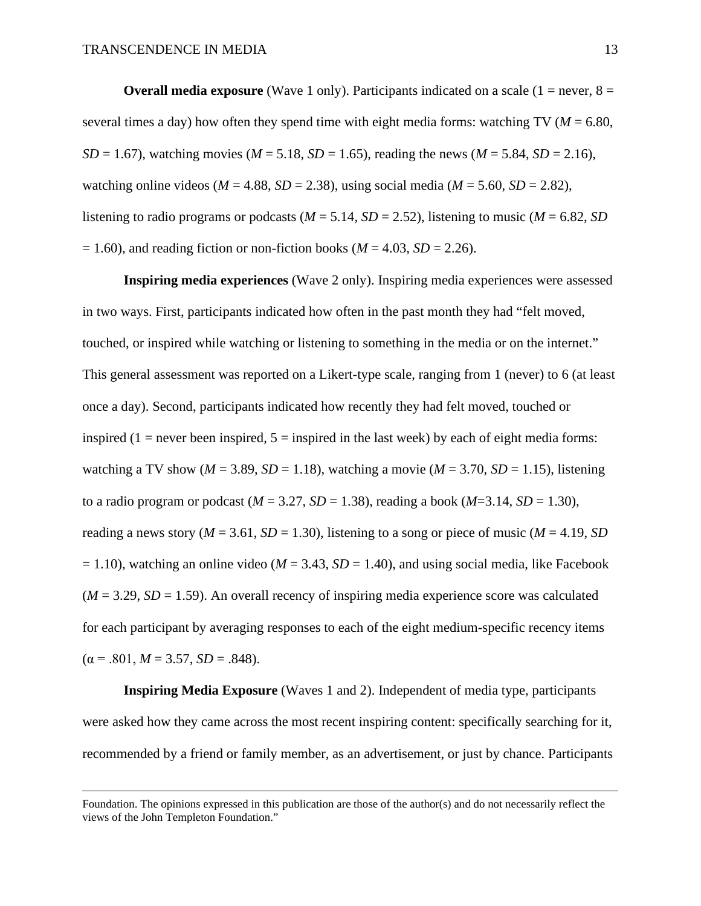**Overall media exposure** (Wave 1 only). Participants indicated on a scale (1 = never, 8 = several times a day) how often they spend time with eight media forms: watching TV ($M$ = 6.80, $SD$ = 1.67), watching movies ($M$ = 5.18, $SD$ = 1.65), reading the news ($M$ = 5.84, $SD$ = 2.16), watching online videos ($M$ = 4.88, $SD$ = 2.38), using social media ($M$ = 5.60, $SD$ = 2.82), listening to radio programs or podcasts ($M$ = 5.14, $SD$ = 2.52), listening to music ($M$ = 6.82, $SD$ = 1.60), and reading fiction or non-fiction books ($M$ = 4.03, $SD$ = 2.26).

**Inspiring media experiences** (Wave 2 only). Inspiring media experiences were assessed in two ways. First, participants indicated how often in the past month they had "felt moved, touched, or inspired while watching or listening to something in the media or on the internet." This general assessment was reported on a Likert-type scale, ranging from 1 (never) to 6 (at least once a day). Second, participants indicated how recently they had felt moved, touched or inspired (1 = never been inspired, 5 = inspired in the last week) by each of eight media forms: watching a TV show ($M$ = 3.89, $SD$ = 1.18), watching a movie ($M$ = 3.70, $SD$ = 1.15), listening to a radio program or podcast ($M$ = 3.27, $SD$ = 1.38), reading a book ($M$=3.14, $SD$ = 1.30), reading a news story ($M$ = 3.61, $SD$ = 1.30), listening to a song or piece of music ($M$ = 4.19, $SD$ = 1.10), watching an online video ($M$ = 3.43, $SD$ = 1.40), and using social media, like Facebook ($M$ = 3.29, $SD$ = 1.59). An overall recency of inspiring media experience score was calculated for each participant by averaging responses to each of the eight medium-specific recency items ($\alpha$ = .801, $M$ = 3.57, $SD$ = .848).

**Inspiring Media Exposure** (Waves 1 and 2). Independent of media type, participants were asked how they came across the most recent inspiring content: specifically searching for it, recommended by a friend or family member, as an advertisement, or just by chance. Participants

Foundation. The opinions expressed in this publication are those of the author(s) and do not necessarily reflect the views of the John Templeton Foundation."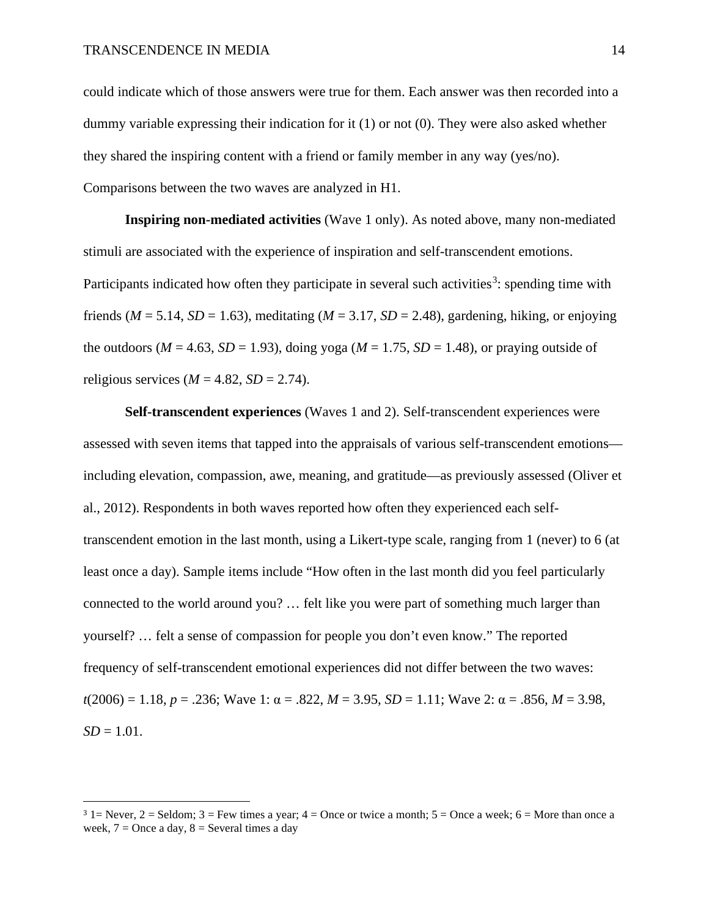could indicate which of those answers were true for them. Each answer was then recorded into a dummy variable expressing their indication for it (1) or not (0). They were also asked whether they shared the inspiring content with a friend or family member in any way (yes/no). Comparisons between the two waves are analyzed in H1.

**Inspiring non-mediated activities** (Wave 1 only). As noted above, many non-mediated stimuli are associated with the experience of inspiration and self-transcendent emotions. Participants indicated how often they participate in several such activities[3]: spending time with friends ($M$ = 5.14, $SD$ = 1.63), meditating ($M$ = 3.17, $SD$ = 2.48), gardening, hiking, or enjoying the outdoors ($M$ = 4.63, $SD$ = 1.93), doing yoga ($M$ = 1.75, $SD$ = 1.48), or praying outside of religious services ($M$ = 4.82, $SD$ = 2.74).

**Self-transcendent experiences** (Waves 1 and 2). Self-transcendent experiences were assessed with seven items that tapped into the appraisals of various self-transcendent emotions—including elevation, compassion, awe, meaning, and gratitude—as previously assessed (Oliver et al., 2012). Respondents in both waves reported how often they experienced each self-transcendent emotion in the last month, using a Likert-type scale, ranging from 1 (never) to 6 (at least once a day). Sample items include "How often in the last month did you feel particularly connected to the world around you? … felt like you were part of something much larger than yourself? … felt a sense of compassion for people you don't even know." The reported frequency of self-transcendent emotional experiences did not differ between the two waves: $t(2006) = 1.18$, $p = .236$; Wave 1: $\alpha = .822$, $M$ = 3.95, $SD$ = 1.11; Wave 2: $\alpha = .856$, $M$ = 3.98, $SD$ = 1.01.

---

[3] 1= Never, 2 = Seldom; 3 = Few times a year; 4 = Once or twice a month; 5 = Once a week; 6 = More than once a week, 7 = Once a day, 8 = Several times a day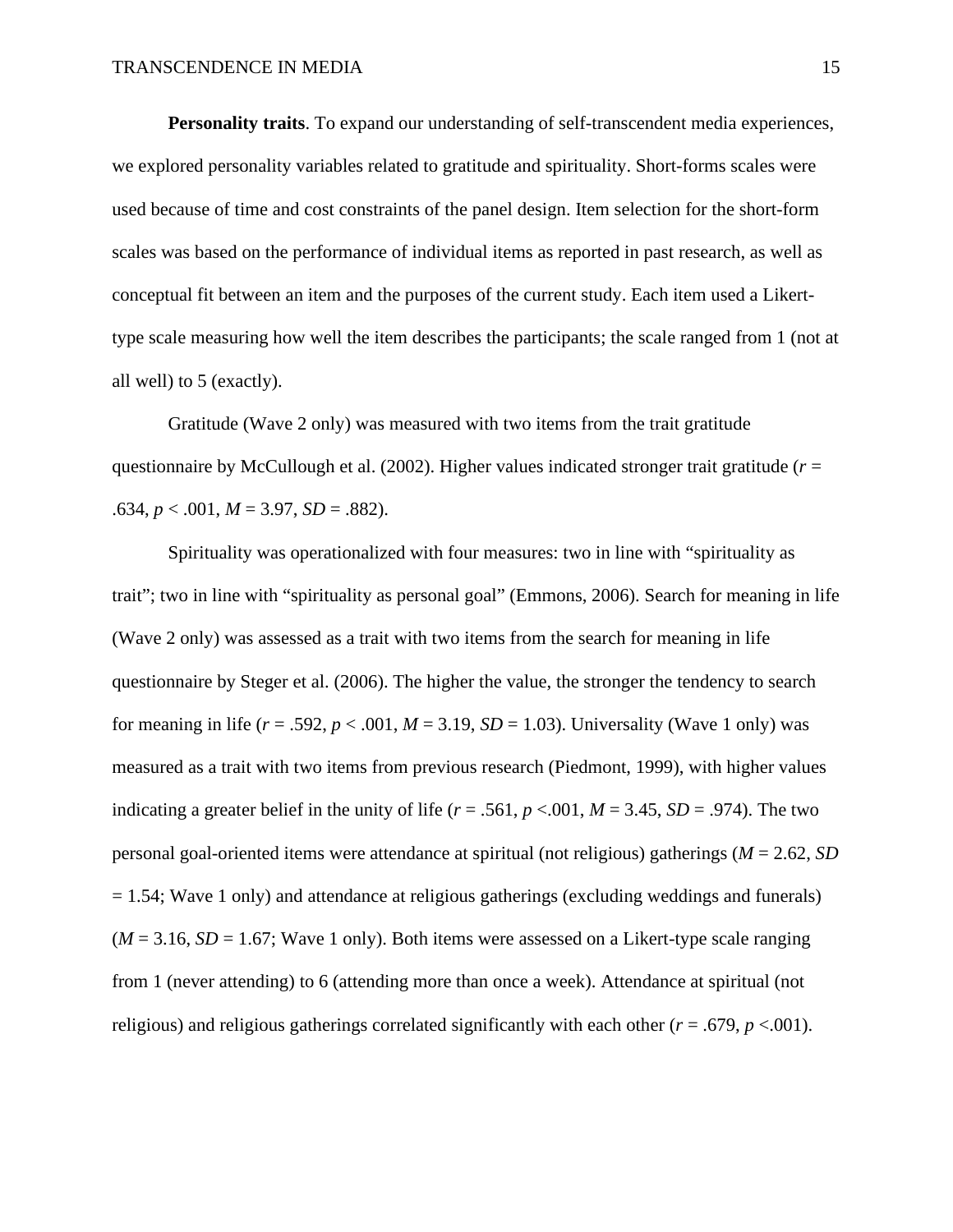**Personality traits**. To expand our understanding of self-transcendent media experiences, we explored personality variables related to gratitude and spirituality. Short-forms scales were used because of time and cost constraints of the panel design. Item selection for the short-form scales was based on the performance of individual items as reported in past research, as well as conceptual fit between an item and the purposes of the current study. Each item used a Likert-type scale measuring how well the item describes the participants; the scale ranged from 1 (not at all well) to 5 (exactly).

Gratitude (Wave 2 only) was measured with two items from the trait gratitude questionnaire by McCullough et al. (2002). Higher values indicated stronger trait gratitude ($r$ = .634, $p$ < .001, $M$ = 3.97, $SD$ = .882).

Spirituality was operationalized with four measures: two in line with "spirituality as trait"; two in line with "spirituality as personal goal" (Emmons, 2006). Search for meaning in life (Wave 2 only) was assessed as a trait with two items from the search for meaning in life questionnaire by Steger et al. (2006). The higher the value, the stronger the tendency to search for meaning in life ($r$ = .592, $p$ < .001, $M$ = 3.19, $SD$ = 1.03). Universality (Wave 1 only) was measured as a trait with two items from previous research (Piedmont, 1999), with higher values indicating a greater belief in the unity of life ($r$ = .561, $p$ <.001, $M$ = 3.45, $SD$ = .974). The two personal goal-oriented items were attendance at spiritual (not religious) gatherings ($M$ = 2.62, $SD$ = 1.54; Wave 1 only) and attendance at religious gatherings (excluding weddings and funerals) ($M$ = 3.16, $SD$ = 1.67; Wave 1 only). Both items were assessed on a Likert-type scale ranging from 1 (never attending) to 6 (attending more than once a week). Attendance at spiritual (not religious) and religious gatherings correlated significantly with each other ($r$ = .679, $p$ <.001).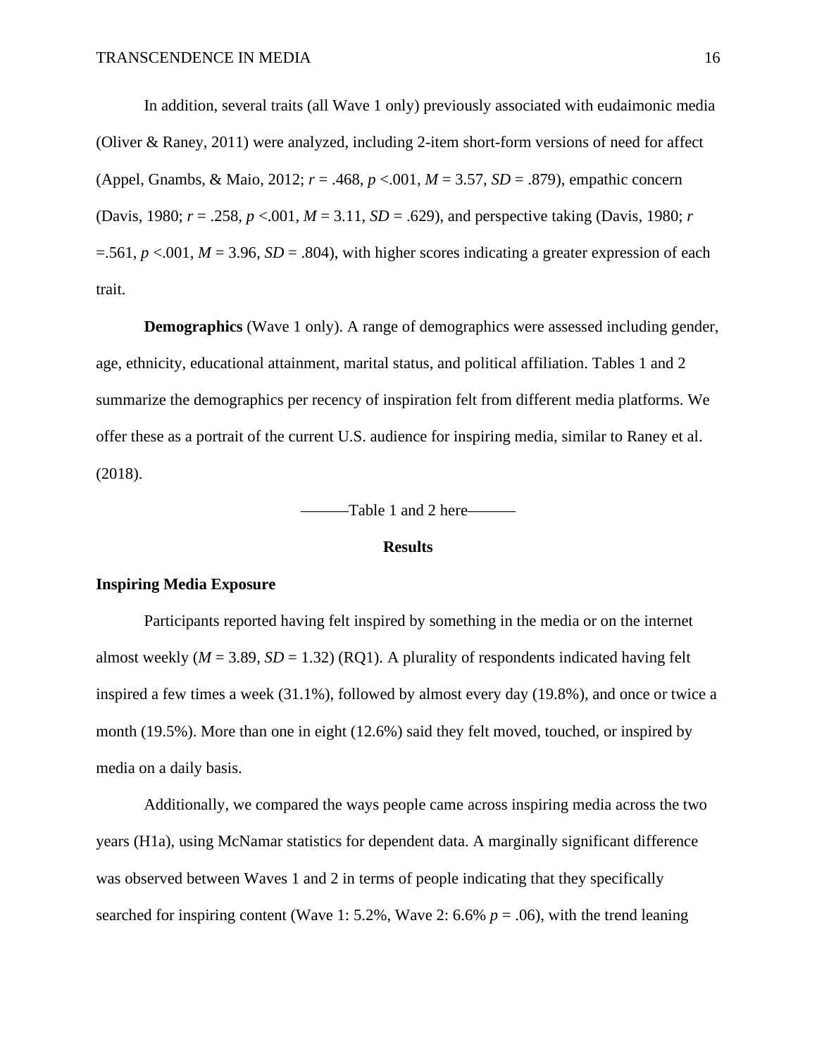In addition, several traits (all Wave 1 only) previously associated with eudaimonic media (Oliver & Raney, 2011) were analyzed, including 2-item short-form versions of need for affect (Appel, Gnambs, & Maio, 2012; $r = .468$, $p < .001$, $M = 3.57$, $SD = .879$), empathic concern (Davis, 1980; $r = .258$, $p < .001$, $M = 3.11$, $SD = .629$), and perspective taking (Davis, 1980; $r = .561$, $p < .001$, $M = 3.96$, $SD = .804$), with higher scores indicating a greater expression of each trait.

**Demographics** (Wave 1 only). A range of demographics were assessed including gender, age, ethnicity, educational attainment, marital status, and political affiliation. Tables 1 and 2 summarize the demographics per recency of inspiration felt from different media platforms. We offer these as a portrait of the current U.S. audience for inspiring media, similar to Raney et al. (2018).

———Table 1 and 2 here———

## Results

### Inspiring Media Exposure

Participants reported having felt inspired by something in the media or on the internet almost weekly ($M = 3.89$, $SD = 1.32$) (RQ1). A plurality of respondents indicated having felt inspired a few times a week (31.1%), followed by almost every day (19.8%), and once or twice a month (19.5%). More than one in eight (12.6%) said they felt moved, touched, or inspired by media on a daily basis.

Additionally, we compared the ways people came across inspiring media across the two years (H1a), using McNamar statistics for dependent data. A marginally significant difference was observed between Waves 1 and 2 in terms of people indicating that they specifically searched for inspiring content (Wave 1: 5.2%, Wave 2: 6.6% $p = .06$), with the trend leaning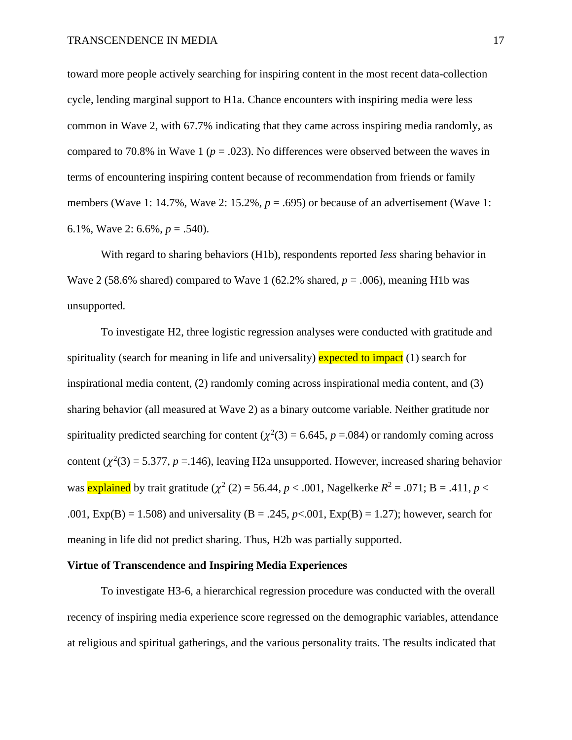toward more people actively searching for inspiring content in the most recent data-collection cycle, lending marginal support to H1a. Chance encounters with inspiring media were less common in Wave 2, with 67.7% indicating that they came across inspiring media randomly, as compared to 70.8% in Wave 1 ($p$ = .023). No differences were observed between the waves in terms of encountering inspiring content because of recommendation from friends or family members (Wave 1: 14.7%, Wave 2: 15.2%, $p$ = .695) or because of an advertisement (Wave 1: 6.1%, Wave 2: 6.6%, $p$ = .540).

With regard to sharing behaviors (H1b), respondents reported *less* sharing behavior in Wave 2 (58.6% shared) compared to Wave 1 (62.2% shared, $p$ = .006), meaning H1b was unsupported.

To investigate H2, three logistic regression analyses were conducted with gratitude and spirituality (search for meaning in life and universality) expected to impact (1) search for inspirational media content, (2) randomly coming across inspirational media content, and (3) sharing behavior (all measured at Wave 2) as a binary outcome variable. Neither gratitude nor spirituality predicted searching for content ($\chi^2(3)$ = 6.645, $p$ =.084) or randomly coming across content ($\chi^2(3)$ = 5.377, $p$ =.146), leaving H2a unsupported. However, increased sharing behavior was explained by trait gratitude ($\chi^2$ (2) = 56.44, $p$ < .001, Nagelkerke $R^2$ = .071; B = .411, $p$ < .001, Exp(B) = 1.508) and universality (B = .245, $p$<.001, Exp(B) = 1.27); however, search for meaning in life did not predict sharing. Thus, H2b was partially supported.

**Virtue of Transcendence and Inspiring Media Experiences**

To investigate H3-6, a hierarchical regression procedure was conducted with the overall recency of inspiring media experience score regressed on the demographic variables, attendance at religious and spiritual gatherings, and the various personality traits. The results indicated that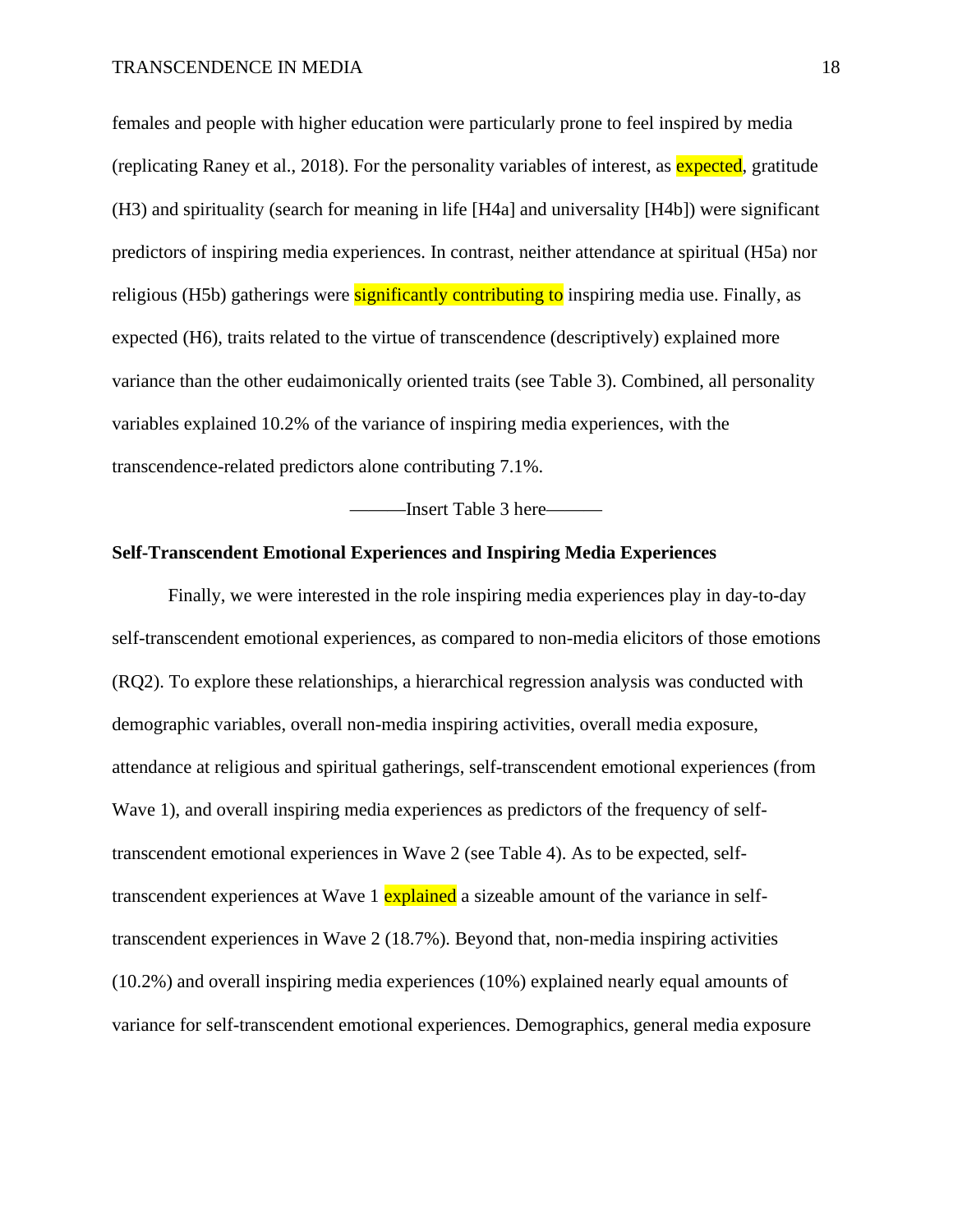females and people with higher education were particularly prone to feel inspired by media (replicating Raney et al., 2018). For the personality variables of interest, as expected, gratitude (H3) and spirituality (search for meaning in life [H4a] and universality [H4b]) were significant predictors of inspiring media experiences. In contrast, neither attendance at spiritual (H5a) nor religious (H5b) gatherings were significantly contributing to inspiring media use. Finally, as expected (H6), traits related to the virtue of transcendence (descriptively) explained more variance than the other eudaimonically oriented traits (see Table 3). Combined, all personality variables explained 10.2% of the variance of inspiring media experiences, with the transcendence-related predictors alone contributing 7.1%.

———Insert Table 3 here———

**Self-Transcendent Emotional Experiences and Inspiring Media Experiences**

Finally, we were interested in the role inspiring media experiences play in day-to-day self-transcendent emotional experiences, as compared to non-media elicitors of those emotions (RQ2). To explore these relationships, a hierarchical regression analysis was conducted with demographic variables, overall non-media inspiring activities, overall media exposure, attendance at religious and spiritual gatherings, self-transcendent emotional experiences (from Wave 1), and overall inspiring media experiences as predictors of the frequency of self-transcendent emotional experiences in Wave 2 (see Table 4). As to be expected, self-transcendent experiences at Wave 1 explained a sizeable amount of the variance in self-transcendent experiences in Wave 2 (18.7%). Beyond that, non-media inspiring activities (10.2%) and overall inspiring media experiences (10%) explained nearly equal amounts of variance for self-transcendent emotional experiences. Demographics, general media exposure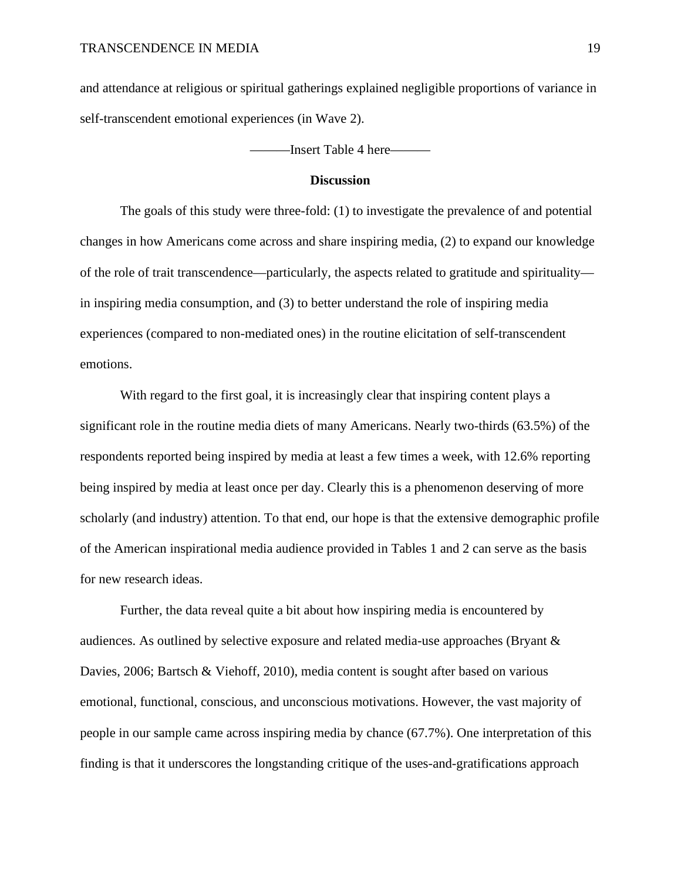and attendance at religious or spiritual gatherings explained negligible proportions of variance in self-transcendent emotional experiences (in Wave 2).

———Insert Table 4 here———

## Discussion

The goals of this study were three-fold: (1) to investigate the prevalence of and potential changes in how Americans come across and share inspiring media, (2) to expand our knowledge of the role of trait transcendence—particularly, the aspects related to gratitude and spirituality—in inspiring media consumption, and (3) to better understand the role of inspiring media experiences (compared to non-mediated ones) in the routine elicitation of self-transcendent emotions.

With regard to the first goal, it is increasingly clear that inspiring content plays a significant role in the routine media diets of many Americans. Nearly two-thirds (63.5%) of the respondents reported being inspired by media at least a few times a week, with 12.6% reporting being inspired by media at least once per day. Clearly this is a phenomenon deserving of more scholarly (and industry) attention. To that end, our hope is that the extensive demographic profile of the American inspirational media audience provided in Tables 1 and 2 can serve as the basis for new research ideas.

Further, the data reveal quite a bit about how inspiring media is encountered by audiences. As outlined by selective exposure and related media-use approaches (Bryant & Davies, 2006; Bartsch & Viehoff, 2010), media content is sought after based on various emotional, functional, conscious, and unconscious motivations. However, the vast majority of people in our sample came across inspiring media by chance (67.7%). One interpretation of this finding is that it underscores the longstanding critique of the uses-and-gratifications approach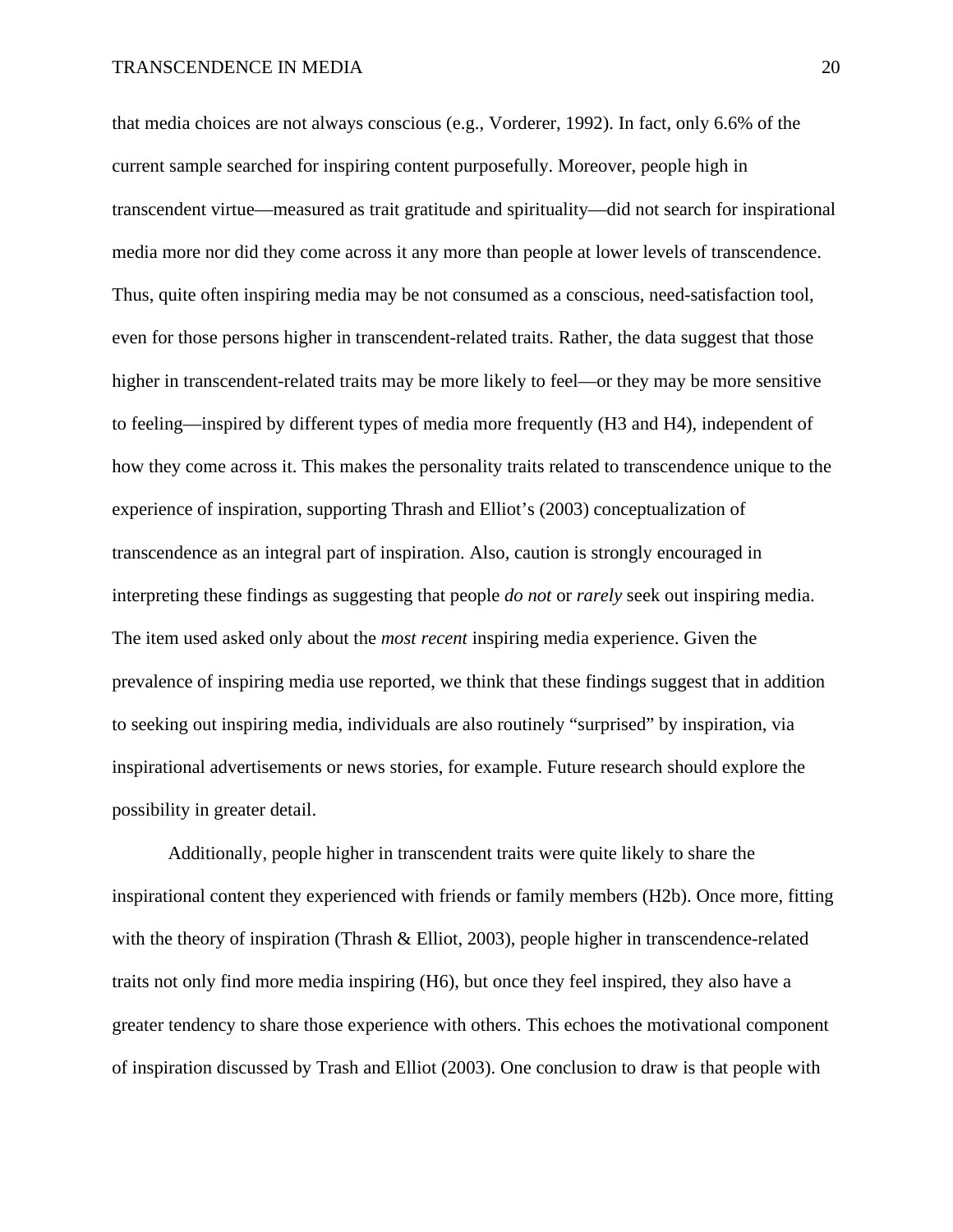that media choices are not always conscious (e.g., Vorderer, 1992). In fact, only 6.6% of the current sample searched for inspiring content purposefully. Moreover, people high in transcendent virtue—measured as trait gratitude and spirituality—did not search for inspirational media more nor did they come across it any more than people at lower levels of transcendence. Thus, quite often inspiring media may be not consumed as a conscious, need-satisfaction tool, even for those persons higher in transcendent-related traits. Rather, the data suggest that those higher in transcendent-related traits may be more likely to feel—or they may be more sensitive to feeling—inspired by different types of media more frequently (H3 and H4), independent of how they come across it. This makes the personality traits related to transcendence unique to the experience of inspiration, supporting Thrash and Elliot's (2003) conceptualization of transcendence as an integral part of inspiration. Also, caution is strongly encouraged in interpreting these findings as suggesting that people *do not* or *rarely* seek out inspiring media. The item used asked only about the *most recent* inspiring media experience. Given the prevalence of inspiring media use reported, we think that these findings suggest that in addition to seeking out inspiring media, individuals are also routinely "surprised" by inspiration, via inspirational advertisements or news stories, for example. Future research should explore the possibility in greater detail.

Additionally, people higher in transcendent traits were quite likely to share the inspirational content they experienced with friends or family members (H2b). Once more, fitting with the theory of inspiration (Thrash & Elliot, 2003), people higher in transcendence-related traits not only find more media inspiring (H6), but once they feel inspired, they also have a greater tendency to share those experience with others. This echoes the motivational component of inspiration discussed by Trash and Elliot (2003). One conclusion to draw is that people with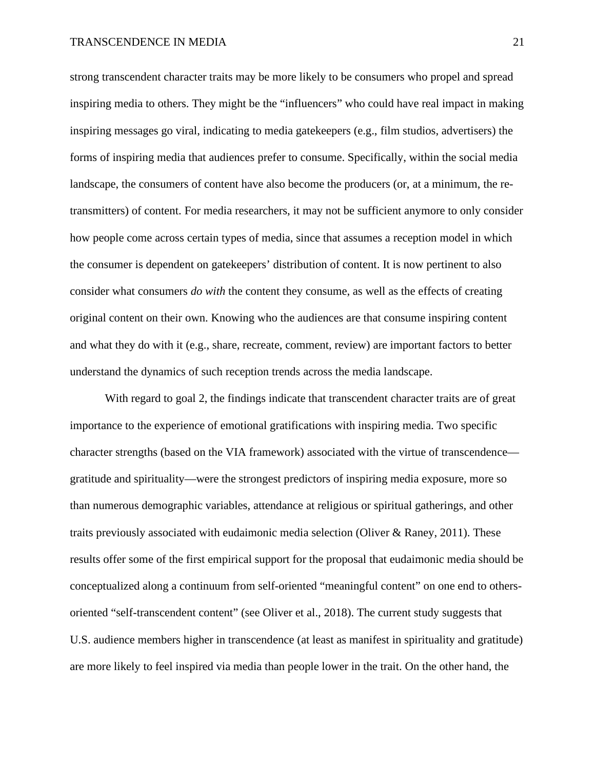strong transcendent character traits may be more likely to be consumers who propel and spread inspiring media to others. They might be the "influencers" who could have real impact in making inspiring messages go viral, indicating to media gatekeepers (e.g., film studios, advertisers) the forms of inspiring media that audiences prefer to consume. Specifically, within the social media landscape, the consumers of content have also become the producers (or, at a minimum, the re-transmitters) of content. For media researchers, it may not be sufficient anymore to only consider how people come across certain types of media, since that assumes a reception model in which the consumer is dependent on gatekeepers' distribution of content. It is now pertinent to also consider what consumers *do with* the content they consume, as well as the effects of creating original content on their own. Knowing who the audiences are that consume inspiring content and what they do with it (e.g., share, recreate, comment, review) are important factors to better understand the dynamics of such reception trends across the media landscape.

With regard to goal 2, the findings indicate that transcendent character traits are of great importance to the experience of emotional gratifications with inspiring media. Two specific character strengths (based on the VIA framework) associated with the virtue of transcendence—gratitude and spirituality—were the strongest predictors of inspiring media exposure, more so than numerous demographic variables, attendance at religious or spiritual gatherings, and other traits previously associated with eudaimonic media selection (Oliver & Raney, 2011). These results offer some of the first empirical support for the proposal that eudaimonic media should be conceptualized along a continuum from self-oriented "meaningful content" on one end to others-oriented "self-transcendent content" (see Oliver et al., 2018). The current study suggests that U.S. audience members higher in transcendence (at least as manifest in spirituality and gratitude) are more likely to feel inspired via media than people lower in the trait. On the other hand, the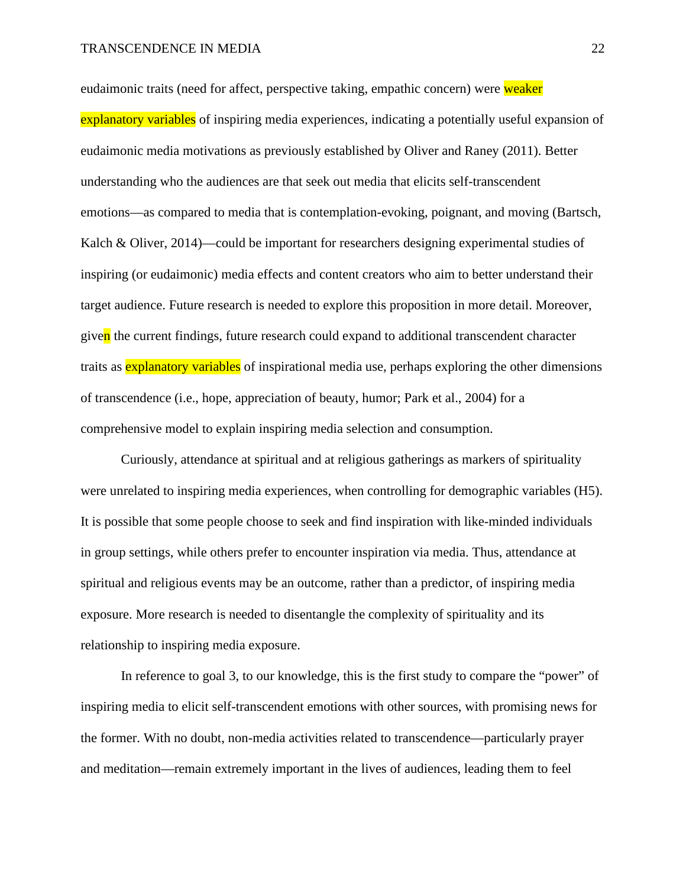eudaimonic traits (need for affect, perspective taking, empathic concern) were weaker explanatory variables of inspiring media experiences, indicating a potentially useful expansion of eudaimonic media motivations as previously established by Oliver and Raney (2011). Better understanding who the audiences are that seek out media that elicits self-transcendent emotions—as compared to media that is contemplation-evoking, poignant, and moving (Bartsch, Kalch & Oliver, 2014)—could be important for researchers designing experimental studies of inspiring (or eudaimonic) media effects and content creators who aim to better understand their target audience. Future research is needed to explore this proposition in more detail. Moreover, given the current findings, future research could expand to additional transcendent character traits as explanatory variables of inspirational media use, perhaps exploring the other dimensions of transcendence (i.e., hope, appreciation of beauty, humor; Park et al., 2004) for a comprehensive model to explain inspiring media selection and consumption.

Curiously, attendance at spiritual and at religious gatherings as markers of spirituality were unrelated to inspiring media experiences, when controlling for demographic variables (H5). It is possible that some people choose to seek and find inspiration with like-minded individuals in group settings, while others prefer to encounter inspiration via media. Thus, attendance at spiritual and religious events may be an outcome, rather than a predictor, of inspiring media exposure. More research is needed to disentangle the complexity of spirituality and its relationship to inspiring media exposure.

In reference to goal 3, to our knowledge, this is the first study to compare the "power" of inspiring media to elicit self-transcendent emotions with other sources, with promising news for the former. With no doubt, non-media activities related to transcendence—particularly prayer and meditation—remain extremely important in the lives of audiences, leading them to feel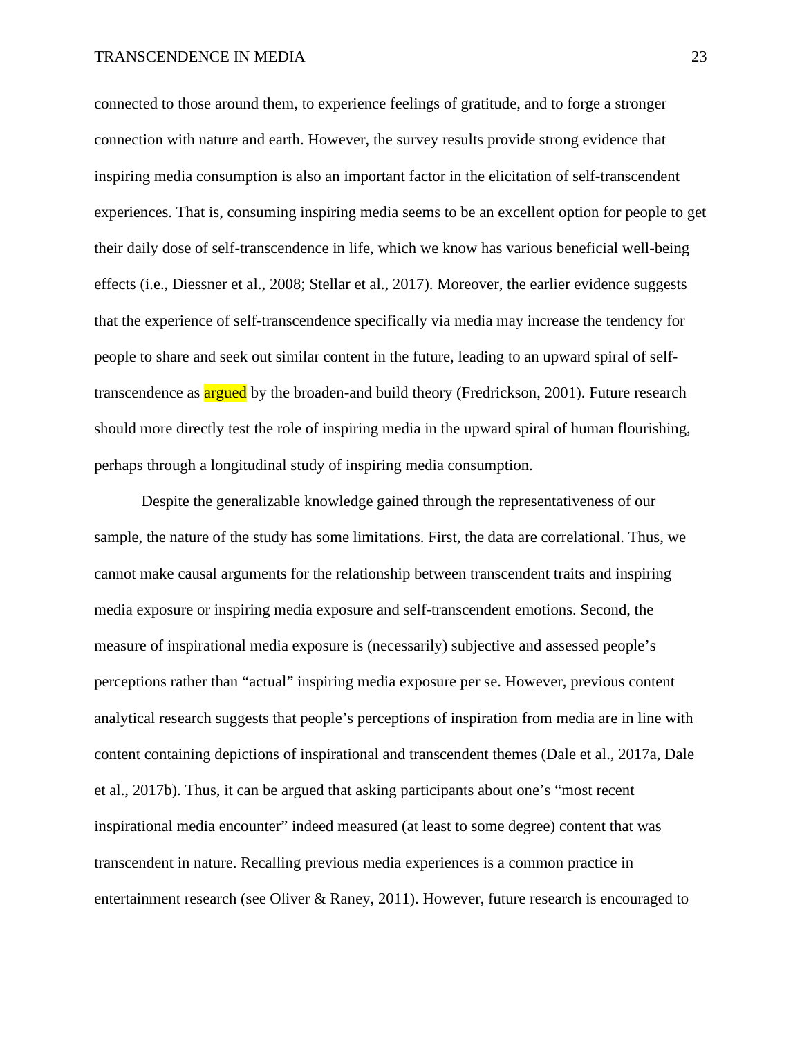connected to those around them, to experience feelings of gratitude, and to forge a stronger connection with nature and earth. However, the survey results provide strong evidence that inspiring media consumption is also an important factor in the elicitation of self-transcendent experiences. That is, consuming inspiring media seems to be an excellent option for people to get their daily dose of self-transcendence in life, which we know has various beneficial well-being effects (i.e., Diessner et al., 2008; Stellar et al., 2017). Moreover, the earlier evidence suggests that the experience of self-transcendence specifically via media may increase the tendency for people to share and seek out similar content in the future, leading to an upward spiral of self-transcendence as argued by the broaden-and build theory (Fredrickson, 2001). Future research should more directly test the role of inspiring media in the upward spiral of human flourishing, perhaps through a longitudinal study of inspiring media consumption.

Despite the generalizable knowledge gained through the representativeness of our sample, the nature of the study has some limitations. First, the data are correlational. Thus, we cannot make causal arguments for the relationship between transcendent traits and inspiring media exposure or inspiring media exposure and self-transcendent emotions. Second, the measure of inspirational media exposure is (necessarily) subjective and assessed people's perceptions rather than "actual" inspiring media exposure per se. However, previous content analytical research suggests that people's perceptions of inspiration from media are in line with content containing depictions of inspirational and transcendent themes (Dale et al., 2017a, Dale et al., 2017b). Thus, it can be argued that asking participants about one's "most recent inspirational media encounter" indeed measured (at least to some degree) content that was transcendent in nature. Recalling previous media experiences is a common practice in entertainment research (see Oliver & Raney, 2011). However, future research is encouraged to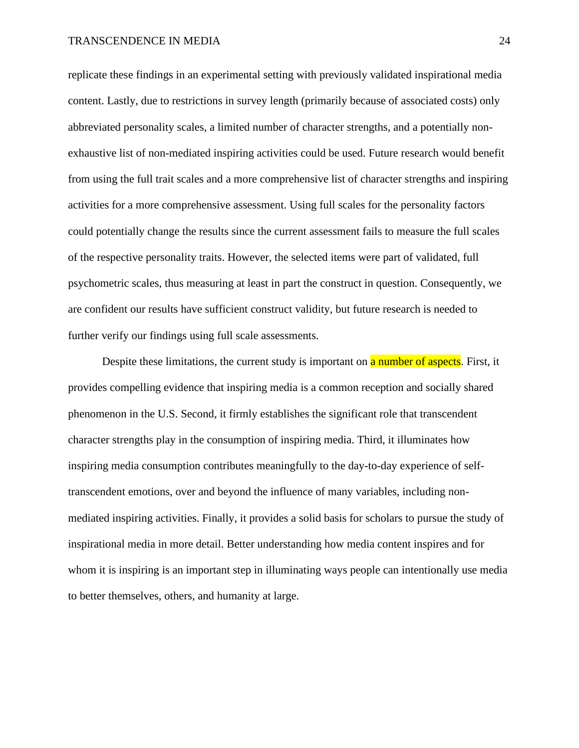replicate these findings in an experimental setting with previously validated inspirational media content. Lastly, due to restrictions in survey length (primarily because of associated costs) only abbreviated personality scales, a limited number of character strengths, and a potentially non-exhaustive list of non-mediated inspiring activities could be used. Future research would benefit from using the full trait scales and a more comprehensive list of character strengths and inspiring activities for a more comprehensive assessment. Using full scales for the personality factors could potentially change the results since the current assessment fails to measure the full scales of the respective personality traits. However, the selected items were part of validated, full psychometric scales, thus measuring at least in part the construct in question. Consequently, we are confident our results have sufficient construct validity, but future research is needed to further verify our findings using full scale assessments.

Despite these limitations, the current study is important on a number of aspects. First, it provides compelling evidence that inspiring media is a common reception and socially shared phenomenon in the U.S. Second, it firmly establishes the significant role that transcendent character strengths play in the consumption of inspiring media. Third, it illuminates how inspiring media consumption contributes meaningfully to the day-to-day experience of self-transcendent emotions, over and beyond the influence of many variables, including non-mediated inspiring activities. Finally, it provides a solid basis for scholars to pursue the study of inspirational media in more detail. Better understanding how media content inspires and for whom it is inspiring is an important step in illuminating ways people can intentionally use media to better themselves, others, and humanity at large.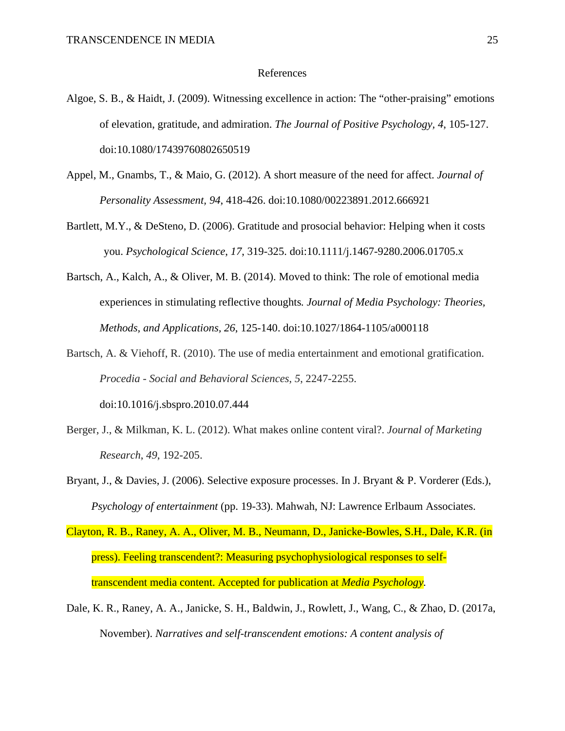References

Algoe, S. B., & Haidt, J. (2009). Witnessing excellence in action: The “other-praising” emotions of elevation, gratitude, and admiration. *The Journal of Positive Psychology, 4*, 105-127. doi:10.1080/17439760802650519

Appel, M., Gnambs, T., & Maio, G. (2012). A short measure of the need for affect. *Journal of Personality Assessment, 94*, 418-426. doi:10.1080/00223891.2012.666921

Bartlett, M.Y., & DeSteno, D. (2006). Gratitude and prosocial behavior: Helping when it costs you. *Psychological Science*, *17*, 319-325. doi:10.1111/j.1467-9280.2006.01705.x

Bartsch, A., Kalch, A., & Oliver, M. B. (2014). Moved to think: The role of emotional media experiences in stimulating reflective thoughts*. Journal of Media Psychology: Theories, Methods, and Applications, 26*, 125-140. doi:10.1027/1864-1105/a000118

Bartsch, A. & Viehoff, R. (2010). The use of media entertainment and emotional gratification. *Procedia - Social and Behavioral Sciences, 5*, 2247-2255. doi:10.1016/j.sbspro.2010.07.444

Berger, J., & Milkman, K. L. (2012). What makes online content viral?. *Journal of Marketing Research*, *49*, 192-205.

Bryant, J., & Davies, J. (2006). Selective exposure processes. In J. Bryant & P. Vorderer (Eds.), *Psychology of entertainment* (pp. 19-33). Mahwah, NJ: Lawrence Erlbaum Associates.

Clayton, R. B., Raney, A. A., Oliver, M. B., Neumann, D., Janicke-Bowles, S.H., Dale, K.R. (in press). Feeling transcendent?: Measuring psychophysiological responses to self-transcendent media content. Accepted for publication at *Media Psychology*.

Dale, K. R., Raney, A. A., Janicke, S. H., Baldwin, J., Rowlett, J., Wang, C., & Zhao, D. (2017a, November). *Narratives and self-transcendent emotions: A content analysis of*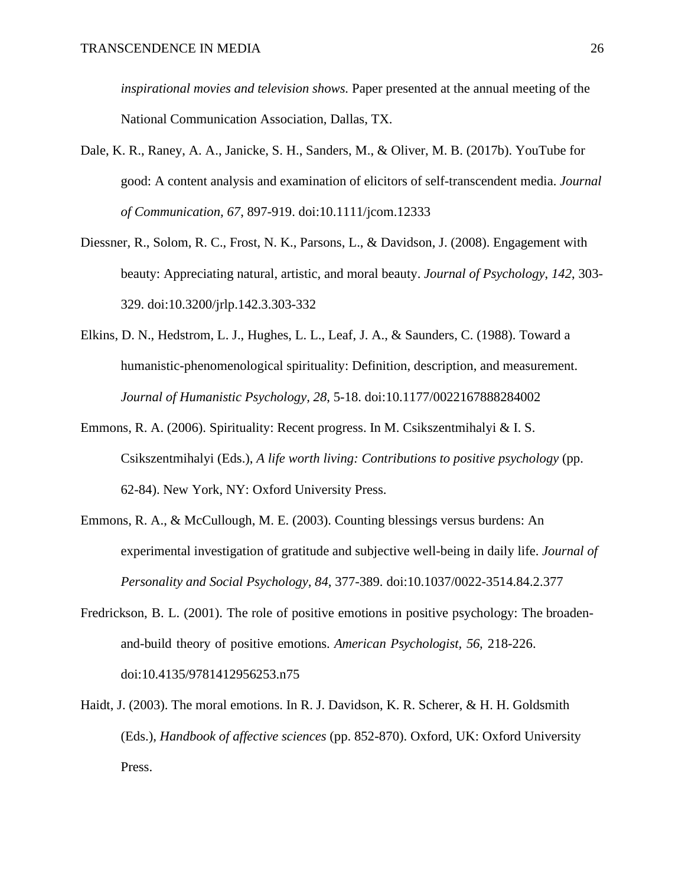*inspirational movies and television shows.* Paper presented at the annual meeting of the National Communication Association, Dallas, TX.

Dale, K. R., Raney, A. A., Janicke, S. H., Sanders, M., & Oliver, M. B. (2017b). YouTube for good: A content analysis and examination of elicitors of self-transcendent media. *Journal of Communication, 67*, 897-919. doi:10.1111/jcom.12333

Diessner, R., Solom, R. C., Frost, N. K., Parsons, L., & Davidson, J. (2008). Engagement with beauty: Appreciating natural, artistic, and moral beauty. *Journal of Psychology*, *142*, 303-329. doi:10.3200/jrlp.142.3.303-332

Elkins, D. N., Hedstrom, L. J., Hughes, L. L., Leaf, J. A., & Saunders, C. (1988). Toward a humanistic-phenomenological spirituality: Definition, description, and measurement. *Journal of Humanistic Psychology, 28*, 5-18. doi:10.1177/0022167888284002

Emmons, R. A. (2006). Spirituality: Recent progress. In M. Csikszentmihalyi & I. S. Csikszentmihalyi (Eds.), *A life worth living: Contributions to positive psychology* (pp. 62-84). New York, NY: Oxford University Press.

Emmons, R. A., & McCullough, M. E. (2003). Counting blessings versus burdens: An experimental investigation of gratitude and subjective well-being in daily life. *Journal of Personality and Social Psychology, 84*, 377-389. doi:10.1037/0022-3514.84.2.377

Fredrickson, B. L. (2001). The role of positive emotions in positive psychology: The broaden-and-build theory of positive emotions. *American Psychologist, 56,* 218-226. doi:10.4135/9781412956253.n75

Haidt, J. (2003). The moral emotions. In R. J. Davidson, K. R. Scherer, & H. H. Goldsmith (Eds.), *Handbook of affective sciences* (pp. 852-870). Oxford, UK: Oxford University Press.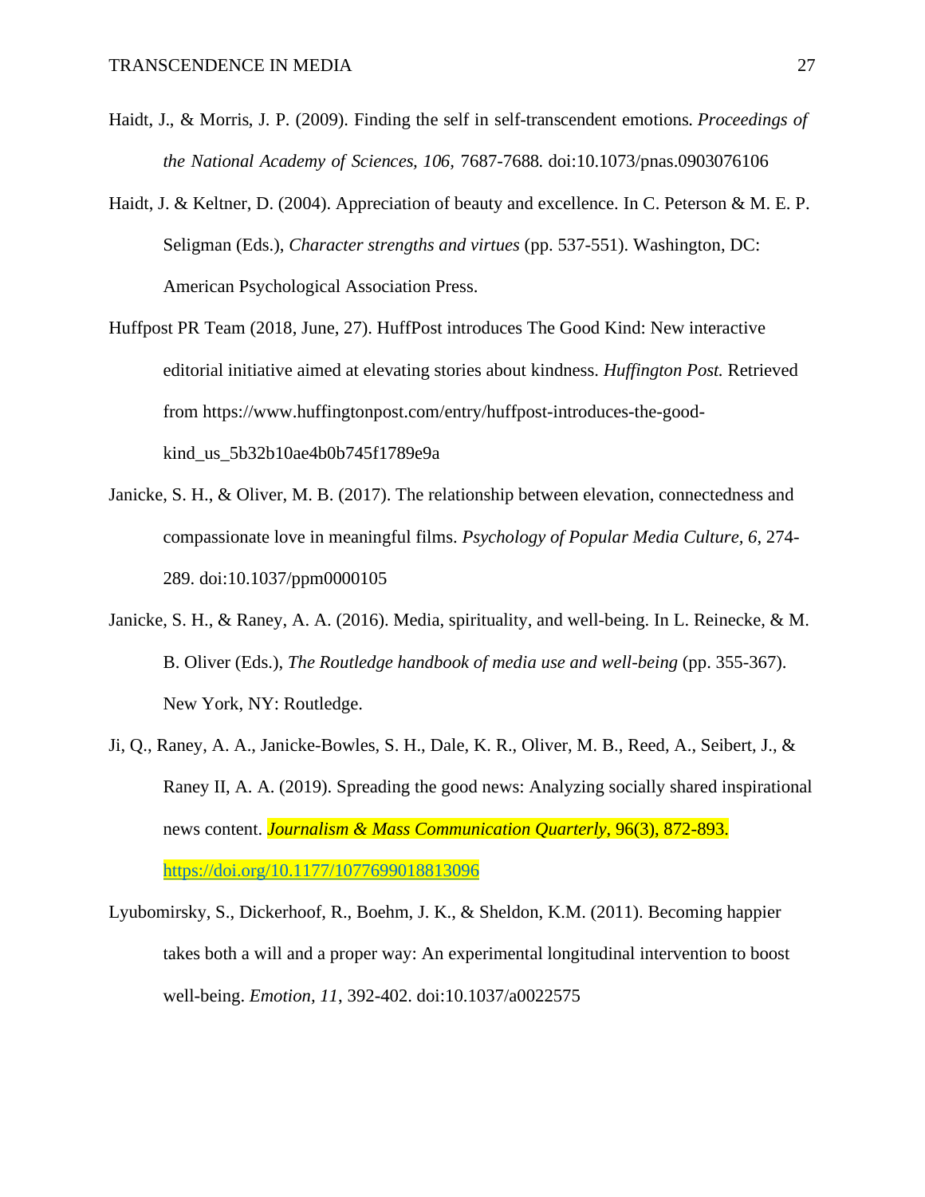Haidt, J., & Morris, J. P. (2009). Finding the self in self-transcendent emotions. *Proceedings of the National Academy of Sciences, 106,* 7687-7688. doi:10.1073/pnas.0903076106

Haidt, J. & Keltner, D. (2004). Appreciation of beauty and excellence. In C. Peterson & M. E. P. Seligman (Eds.), *Character strengths and virtues* (pp. 537-551). Washington, DC: American Psychological Association Press.

Huffpost PR Team (2018, June, 27). HuffPost introduces The Good Kind: New interactive editorial initiative aimed at elevating stories about kindness. *Huffington Post.* Retrieved from https://www.huffingtonpost.com/entry/huffpost-introduces-the-good-kind_us_5b32b10ae4b0b745f1789e9a

Janicke, S. H., & Oliver, M. B. (2017). The relationship between elevation, connectedness and compassionate love in meaningful films. *Psychology of Popular Media Culture, 6,* 274-289. doi:10.1037/ppm0000105

Janicke, S. H., & Raney, A. A. (2016). Media, spirituality, and well-being. In L. Reinecke, & M. B. Oliver (Eds.), *The Routledge handbook of media use and well-being* (pp. 355-367). New York, NY: Routledge.

Ji, Q., Raney, A. A., Janicke-Bowles, S. H., Dale, K. R., Oliver, M. B., Reed, A., Seibert, J., & Raney II, A. A. (2019). Spreading the good news: Analyzing socially shared inspirational news content. *Journalism & Mass Communication Quarterly*, 96(3), 872-893. https://doi.org/10.1177/1077699018813096

Lyubomirsky, S., Dickerhoof, R., Boehm, J. K., & Sheldon, K.M. (2011). Becoming happier takes both a will and a proper way: An experimental longitudinal intervention to boost well-being. *Emotion, 11*, 392-402. doi:10.1037/a0022575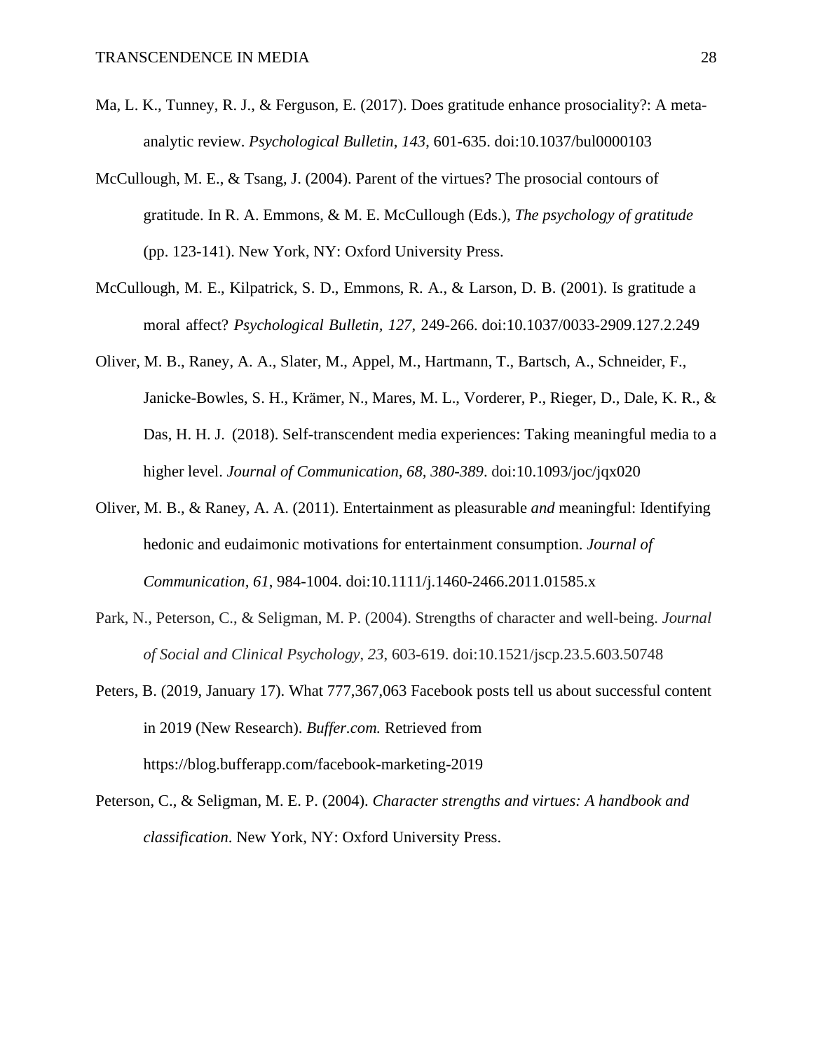Ma, L. K., Tunney, R. J., & Ferguson, E. (2017). Does gratitude enhance prosociality?: A meta-analytic review. *Psychological Bulletin*, *143*, 601-635. doi:10.1037/bul0000103

McCullough, M. E., & Tsang, J. (2004). Parent of the virtues? The prosocial contours of gratitude. In R. A. Emmons, & M. E. McCullough (Eds.), *The psychology of gratitude* (pp. 123-141). New York, NY: Oxford University Press.

McCullough, M. E., Kilpatrick, S. D., Emmons, R. A., & Larson, D. B. (2001). Is gratitude a moral affect? *Psychological Bulletin*, *127*, 249-266. doi:10.1037/0033-2909.127.2.249

Oliver, M. B., Raney, A. A., Slater, M., Appel, M., Hartmann, T., Bartsch, A., Schneider, F., Janicke-Bowles, S. H., Krämer, N., Mares, M. L., Vorderer, P., Rieger, D., Dale, K. R., & Das, H. H. J. (2018). Self-transcendent media experiences: Taking meaningful media to a higher level. *Journal of Communication*, *68*, *380-389*. doi:10.1093/joc/jqx020

Oliver, M. B., & Raney, A. A. (2011). Entertainment as pleasurable *and* meaningful: Identifying hedonic and eudaimonic motivations for entertainment consumption. *Journal of Communication*, *61*, 984-1004. doi:10.1111/j.1460-2466.2011.01585.x

Park, N., Peterson, C., & Seligman, M. P. (2004). Strengths of character and well-being. *Journal of Social and Clinical Psychology*, *23*, 603-619. doi:10.1521/jscp.23.5.603.50748

Peters, B. (2019, January 17). What 777,367,063 Facebook posts tell us about successful content in 2019 (New Research). *Buffer.com.* Retrieved from https://blog.bufferapp.com/facebook-marketing-2019

Peterson, C., & Seligman, M. E. P. (2004). *Character strengths and virtues: A handbook and classification*. New York, NY: Oxford University Press.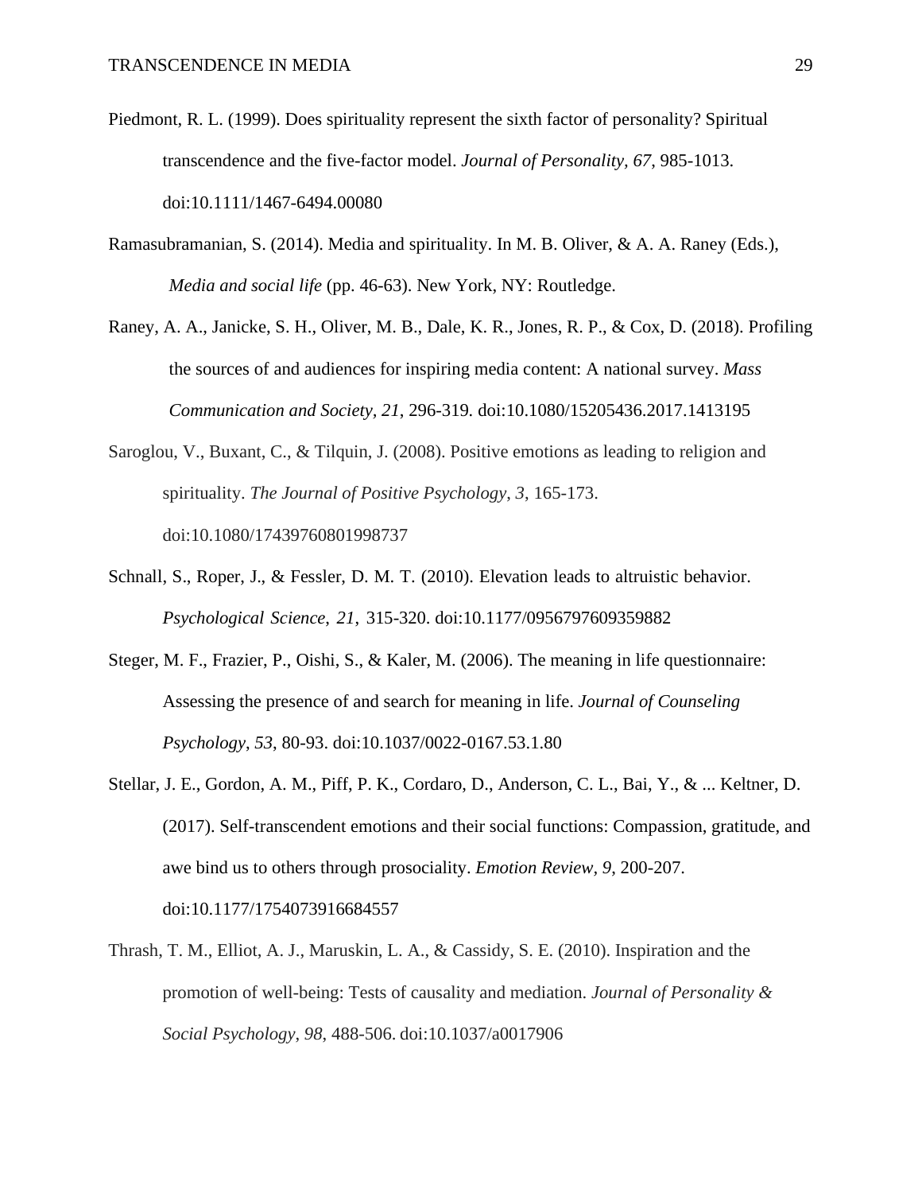Piedmont, R. L. (1999). Does spirituality represent the sixth factor of personality? Spiritual transcendence and the five-factor model. *Journal of Personality, 67*, 985-1013. doi:10.1111/1467-6494.00080

Ramasubramanian, S. (2014). Media and spirituality. In M. B. Oliver, & A. A. Raney (Eds.), *Media and social life* (pp. 46-63). New York, NY: Routledge.

Raney, A. A., Janicke, S. H., Oliver, M. B., Dale, K. R., Jones, R. P., & Cox, D. (2018). Profiling the sources of and audiences for inspiring media content: A national survey. *Mass Communication and Society, 21*, 296-319. doi:10.1080/15205436.2017.1413195

Saroglou, V., Buxant, C., & Tilquin, J. (2008). Positive emotions as leading to religion and spirituality. *The Journal of Positive Psychology, 3*, 165-173. doi:10.1080/17439760801998737

Schnall, S., Roper, J., & Fessler, D. M. T. (2010). Elevation leads to altruistic behavior. *Psychological Science, 21*, 315-320. doi:10.1177/0956797609359882

Steger, M. F., Frazier, P., Oishi, S., & Kaler, M. (2006). The meaning in life questionnaire: Assessing the presence of and search for meaning in life. *Journal of Counseling Psychology, 53*, 80-93. doi:10.1037/0022-0167.53.1.80

Stellar, J. E., Gordon, A. M., Piff, P. K., Cordaro, D., Anderson, C. L., Bai, Y., & ... Keltner, D. (2017). Self-transcendent emotions and their social functions: Compassion, gratitude, and awe bind us to others through prosociality. *Emotion Review, 9*, 200-207. doi:10.1177/1754073916684557

Thrash, T. M., Elliot, A. J., Maruskin, L. A., & Cassidy, S. E. (2010). Inspiration and the promotion of well-being: Tests of causality and mediation. *Journal of Personality & Social Psychology, 98*, 488-506. doi:10.1037/a0017906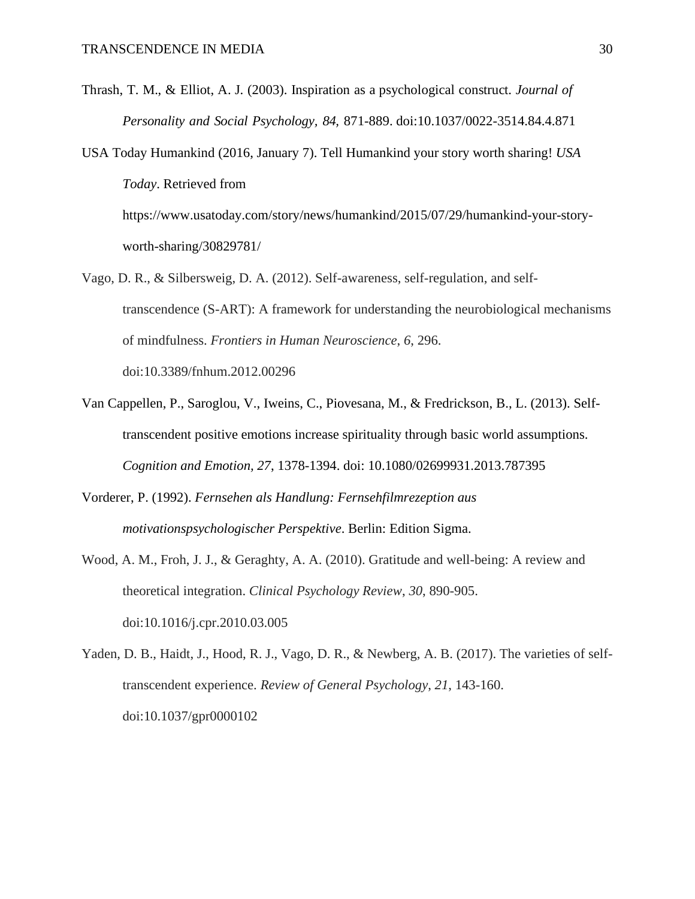Thrash, T. M., & Elliot, A. J. (2003). Inspiration as a psychological construct. *Journal of Personality and Social Psychology, 84,* 871-889. doi:10.1037/0022-3514.84.4.871

USA Today Humankind (2016, January 7). Tell Humankind your story worth sharing! *USA Today*. Retrieved from https://www.usatoday.com/story/news/humankind/2015/07/29/humankind-your-story-worth-sharing/30829781/

Vago, D. R., & Silbersweig, D. A. (2012). Self-awareness, self-regulation, and self-transcendence (S-ART): A framework for understanding the neurobiological mechanisms of mindfulness. *Frontiers in Human Neuroscience*, *6*, 296. doi:10.3389/fnhum.2012.00296

Van Cappellen, P., Saroglou, V., Iweins, C., Piovesana, M., & Fredrickson, B., L. (2013). Self-transcendent positive emotions increase spirituality through basic world assumptions. *Cognition and Emotion, 27*, 1378-1394. doi: 10.1080/02699931.2013.787395

Vorderer, P. (1992). *Fernsehen als Handlung: Fernsehfilmrezeption aus motivationspsychologischer Perspektive*. Berlin: Edition Sigma.

Wood, A. M., Froh, J. J., & Geraghty, A. A. (2010). Gratitude and well-being: A review and theoretical integration. *Clinical Psychology Review*, *30*, 890-905. doi:10.1016/j.cpr.2010.03.005

Yaden, D. B., Haidt, J., Hood, R. J., Vago, D. R., & Newberg, A. B. (2017). The varieties of self-transcendent experience. *Review of General Psychology*, *21*, 143-160. doi:10.1037/gpr0000102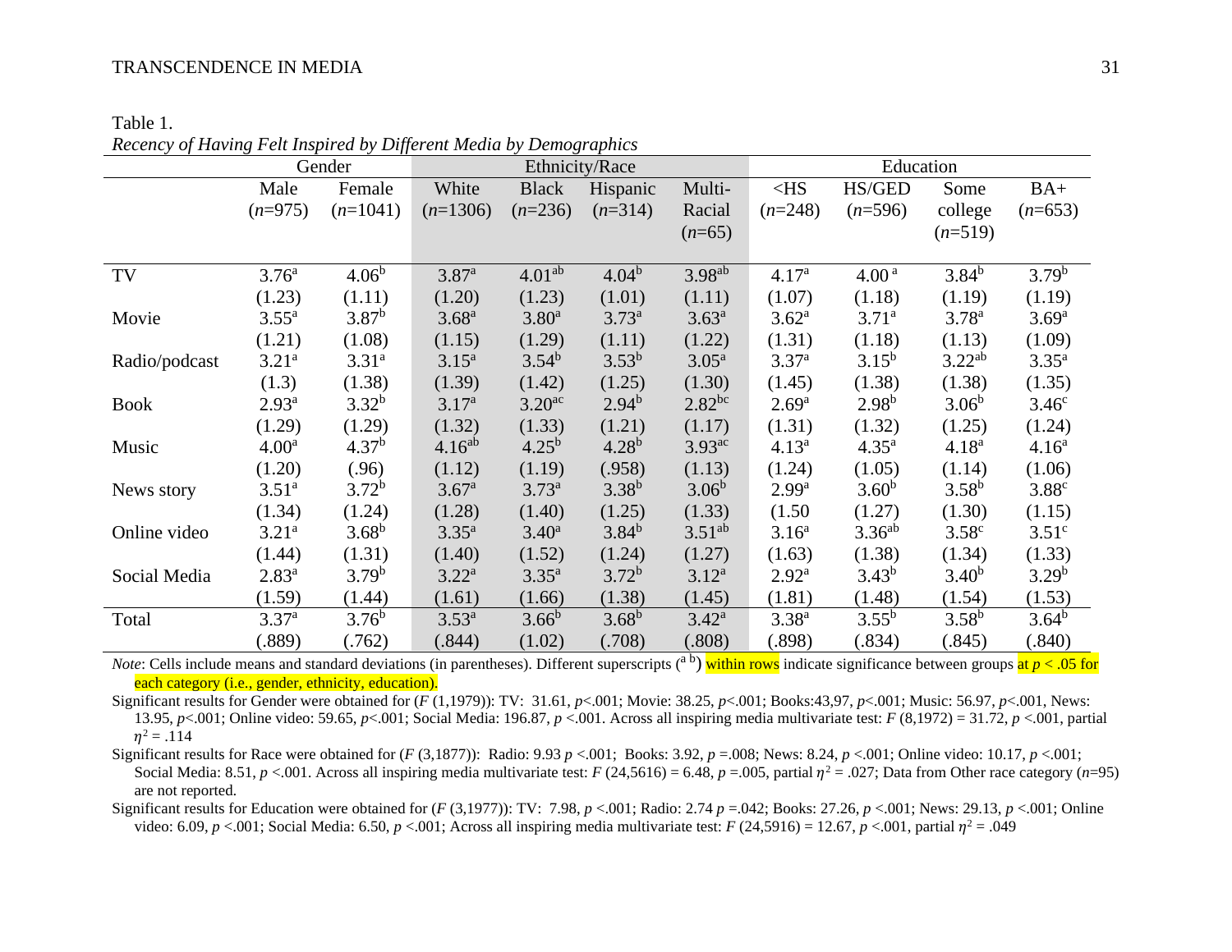Table 1.

*Recency of Having Felt Inspired by Different Media by Demographics*

| | Gender | | Ethnicity/Race | | | | Education | | | |
|---|---|---|---|---|---|---|---|---|---|---|
| | Male (*n*=975) | Female (*n*=1041) | White (*n*=1306) | Black (*n*=236) | Hispanic (*n*=314) | Multi-Racial (*n*=65) | <HS (*n*=248) | HS/GED (*n*=596) | Some college (*n*=519) | BA+ (*n*=653) |
| TV | 3.76[a] | 4.06[b] | 3.87[a] | 4.01[ab] | 4.04[b] | 3.98[ab] | 4.17[a] | 4.00 [a] | 3.84[b] | 3.79[b] |
| | (1.23) | (1.11) | (1.20) | (1.23) | (1.01) | (1.11) | (1.07) | (1.18) | (1.19) | (1.19) |
| Movie | 3.55[a] | 3.87[b] | 3.68[a] | 3.80[a] | 3.73[a] | 3.63[a] | 3.62[a] | 3.71[a] | 3.78[a] | 3.69[a] |
| | (1.21) | (1.08) | (1.15) | (1.29) | (1.11) | (1.22) | (1.31) | (1.18) | (1.13) | (1.09) |
| Radio/podcast | 3.21[a] | 3.31[a] | 3.15[a] | 3.54[b] | 3.53[b] | 3.05[a] | 3.37[a] | 3.15[b] | 3.22[ab] | 3.35[a] |
| | (1.3) | (1.38) | (1.39) | (1.42) | (1.25) | (1.30) | (1.45) | (1.38) | (1.38) | (1.35) |
| Book | 2.93[a] | 3.32[b] | 3.17[a] | 3.20[ac] | 2.94[b] | 2.82[bc] | 2.69[a] | 2.98[b] | 3.06[b] | 3.46[c] |
| | (1.29) | (1.29) | (1.32) | (1.33) | (1.21) | (1.17) | (1.31) | (1.32) | (1.25) | (1.24) |
| Music | 4.00[a] | 4.37[b] | 4.16[ab] | 4.25[b] | 4.28[b] | 3.93[ac] | 4.13[a] | 4.35[a] | 4.18[a] | 4.16[a] |
| | (1.20) | (.96) | (1.12) | (1.19) | (.958) | (1.13) | (1.24) | (1.05) | (1.14) | (1.06) |
| News story | 3.51[a] | 3.72[b] | 3.67[a] | 3.73[a] | 3.38[b] | 3.06[b] | 2.99[a] | 3.60[b] | 3.58[b] | 3.88[c] |
| | (1.34) | (1.24) | (1.28) | (1.40) | (1.25) | (1.33) | (1.50 | (1.27) | (1.30) | (1.15) |
| Online video | 3.21[a] | 3.68[b] | 3.35[a] | 3.40[a] | 3.84[b] | 3.51[ab] | 3.16[a] | 3.36[ab] | 3.58[c] | 3.51[c] |
| | (1.44) | (1.31) | (1.40) | (1.52) | (1.24) | (1.27) | (1.63) | (1.38) | (1.34) | (1.33) |
| Social Media | 2.83[a] | 3.79[b] | 3.22[a] | 3.35[a] | 3.72[b] | 3.12[a] | 2.92[a] | 3.43[b] | 3.40[b] | 3.29[b] |
| | (1.59) | (1.44) | (1.61) | (1.66) | (1.38) | (1.45) | (1.81) | (1.48) | (1.54) | (1.53) |
| Total | 3.37[a] | 3.76[b] | 3.53[a] | 3.66[b] | 3.68[b] | 3.42[a] | 3.38[a] | 3.55[b] | 3.58[b] | 3.64[b] |
| | (.889) | (.762) | (.844) | (1.02) | (.708) | (.808) | (.898) | (.834) | (.845) | (.840) |

*Note*: Cells include means and standard deviations (in parentheses). Different superscripts ([a b]) within rows indicate significance between groups at $p < .05$ for each category (i.e., gender, ethnicity, education).

Significant results for Gender were obtained for ($F$ (1,1979)): TV: 31.61, $p$<.001; Movie: 38.25, $p$<.001; Books:43,97, $p$<.001; Music: 56.97, $p$<.001, News: 13.95, $p$<.001; Online video: 59.65, $p$<.001; Social Media: 196.87, $p$ <.001. Across all inspiring media multivariate test: $F$ (8,1972) = 31.72, $p$ <.001, partial $\eta^2$ = .114

Significant results for Race were obtained for ($F$ (3,1877)): Radio: 9.93 $p$ <.001; Books: 3.92, $p$ =.008; News: 8.24, $p$ <.001; Online video: 10.17, $p$ <.001; Social Media: 8.51, $p$ <.001. Across all inspiring media multivariate test: $F$ (24,5616) = 6.48, $p$ =.005, partial $\eta^2$ = .027; Data from Other race category ($n$=95) are not reported.

Significant results for Education were obtained for ($F$ (3,1977)): TV: 7.98, $p$ <.001; Radio: 2.74 $p$ =.042; Books: 27.26, $p$ <.001; News: 29.13, $p$ <.001; Online video: 6.09, $p$ <.001; Social Media: 6.50, $p$ <.001; Across all inspiring media multivariate test: $F$ (24,5916) = 12.67, $p$ <.001, partial $\eta^2$ = .049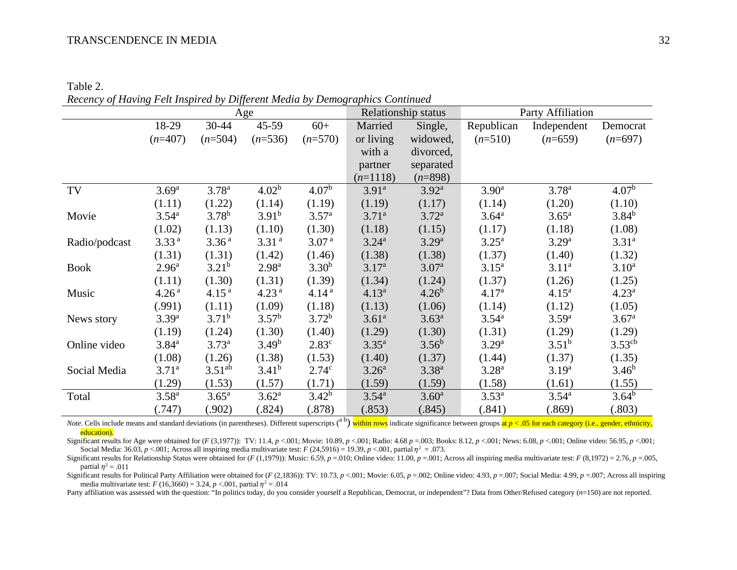Table 2.

*Recency of Having Felt Inspired by Different Media by Demographics Continued*

| | Age | | | | Relationship status | | Party Affiliation | | |
|---|---|---|---|---|---|---|---|---|---|
| | 18-29 (*n*=407) | 30-44 (*n*=504) | 45-59 (*n*=536) | 60+ (*n*=570) | Married or living with a partner (*n*=1118) | Single, widowed, divorced, separated (*n*=898) | Republican (*n*=510) | Independent (*n*=659) | Democrat (*n*=697) |
| TV | 3.69[a] | 3.78[a] | 4.02[b] | 4.07[b] | 3.91[a] | 3.92[a] | 3.90[a] | 3.78[a] | 4.07[b] |
| | (1.11) | (1.22) | (1.14) | (1.19) | (1.19) | (1.17) | (1.14) | (1.20) | (1.10) |
| Movie | 3.54[a] | 3.78[b] | 3.91[b] | 3.57[a] | 3.71[a] | 3.72[a] | 3.64[a] | 3.65[a] | 3.84[b] |
| | (1.02) | (1.13) | (1.10) | (1.30) | (1.18) | (1.15) | (1.17) | (1.18) | (1.08) |
| Radio/podcast | 3.33[a] | 3.36[a] | 3.31[a] | 3.07[a] | 3.24[a] | 3.29[a] | 3.25[a] | 3.29[a] | 3.31[a] |
| | (1.31) | (1.31) | (1.42) | (1.46) | (1.38) | (1.38) | (1.37) | (1.40) | (1.32) |
| Book | 2.96[a] | 3.21[b] | 2.98[a] | 3.30[b] | 3.17[a] | 3.07[a] | 3.15[a] | 3.11[a] | 3.10[a] |
| | (1.11) | (1.30) | (1.31) | (1.39) | (1.34) | (1.24) | (1.37) | (1.26) | (1.25) |
| Music | 4.26[a] | 4.15[a] | 4.23[a] | 4.14[a] | 4.13[a] | 4.26[b] | 4.17[a] | 4.15[a] | 4.23[a] |
| | (.991) | (1.11) | (1.09) | (1.18) | (1.13) | (1.06) | (1.14) | (1.12) | (1.05) |
| News story | 3.39[a] | 3.71[b] | 3.57[b] | 3.72[b] | 3.61[a] | 3.63[a] | 3.54[a] | 3.59[a] | 3.67[a] |
| | (1.19) | (1.24) | (1.30) | (1.40) | (1.29) | (1.30) | (1.31) | (1.29) | (1.29) |
| Online video | 3.84[a] | 3.73[a] | 3.49[b] | 2.83[c] | 3.35[a] | 3.56[b] | 3.29[a] | 3.51[b] | 3.53[cb] |
| | (1.08) | (1.26) | (1.38) | (1.53) | (1.40) | (1.37) | (1.44) | (1.37) | (1.35) |
| Social Media | 3.71[a] | 3.51[ab] | 3.41[b] | 2.74[c] | 3.26[a] | 3.38[a] | 3.28[a] | 3.19[a] | 3.46[b] |
| | (1.29) | (1.53) | (1.57) | (1.71) | (1.59) | (1.59) | (1.58) | (1.61) | (1.55) |
| Total | 3.58[a] | 3.65[a] | 3.62[a] | 3.42[b] | 3.54[a] | 3.60[a] | 3.53[a] | 3.54[a] | 3.64[b] |
| | (.747) | (.902) | (.824) | (.878) | (.853) | (.845) | (.841) | (.869) | (.803) |

*Note*. Cells include means and standard deviations (in parentheses). Different superscripts ([a b]) within rows indicate significance between groups at $p < .05$ for each category (i.e., gender, ethnicity, education).

Significant results for Age were obtained for ($F$ (3,1977)): TV: 11.4, $p$ <.001; Movie: 10.89, $p$ <.001; Radio: 4.68 $p$ =.003; Books: 8.12, $p$ <.001; News: 6.08, $p$ <.001; Online video: 56.95, $p$ <.001; Social Media: 36.03, $p$ <.001; Across all inspiring media multivariate test: $F$ (24,5916) = 19.39, $p$ <.001, partial $\eta^2$ = .073.

Significant results for Relationship Status were obtained for ($F$ (1,1979)): Music: 6.59, $p$ =.010; Online video: 11.00, $p$ =.001; Across all inspiring media multivariate test: $F$ (8,1972) = 2.76, $p$ =.005, partial $\eta^2$ = .011

Significant results for Political Party Affiliation were obtained for ($F$ (2,1836)): TV: 10.73, $p$ <.001; Movie: 6.05, $p$ =.002; Online video: 4.93, $p$ =.007; Social Media: 4.99, $p$ =.007; Across all inspiring media multivariate test: $F$ (16,3660) = 3.24, $p$ <.001, partial $\eta^2$ = .014

Party affiliation was assessed with the question: "In politics today, do you consider yourself a Republican, Democrat, or independent"? Data from Other/Refused category ($n$=150) are not reported.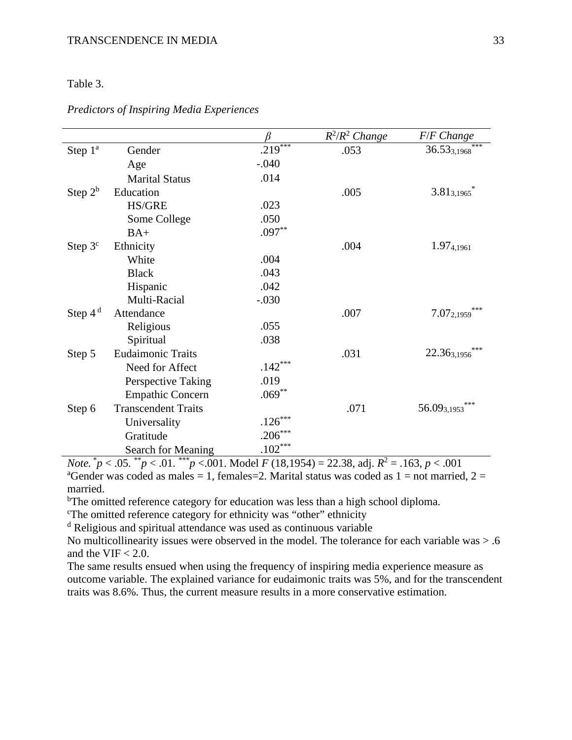Table 3.

*Predictors of Inspiring Media Experiences*

| | | $\beta$ | $R^2$/$R^2$ *Change* | *F*/*F Change* |
|---|---|---|---|---|
| Step 1[a] | Gender | .219*** | .053 | $36.53_{3,1968}$*** |
| | Age | -.040 | | |
| | Marital Status | .014 | | |
| Step 2[b] | Education | | .005 | $3.81_{3,1965}$* |
| | HS/GRE | .023 | | |
| | Some College | .050 | | |
| | BA+ | .097** | | |
| Step 3[c] | Ethnicity | | .004 | $1.97_{4,1961}$ |
| | White | .004 | | |
| | Black | .043 | | |
| | Hispanic | .042 | | |
| | Multi-Racial | -.030 | | |
| Step 4[d] | Attendance | | .007 | $7.07_{2,1959}$*** |
| | Religious | .055 | | |
| | Spiritual | .038 | | |
| Step 5 | Eudaimonic Traits | | .031 | $22.36_{3,1956}$*** |
| | Need for Affect | .142*** | | |
| | Perspective Taking | .019 | | |
| | Empathic Concern | .069** | | |
| Step 6 | Transcendent Traits | | .071 | $56.09_{3,1953}$*** |
| | Universality | .126*** | | |
| | Gratitude | .206*** | | |
| | Search for Meaning | .102*** | | |

*Note.* \*$p < .05$. \*\*$p < .01$. \*\*\*$p < .001$. Model $F$ (18,1954) = 22.38, adj. $R^2 = .163$, $p < .001$

[a]Gender was coded as males = 1, females=2. Marital status was coded as 1 = not married, 2 = married.

[b]The omitted reference category for education was less than a high school diploma.

[c]The omitted reference category for ethnicity was "other" ethnicity

[d] Religious and spiritual attendance was used as continuous variable

No multicollinearity issues were observed in the model. The tolerance for each variable was > .6 and the VIF < 2.0.

The same results ensued when using the frequency of inspiring media experience measure as outcome variable. The explained variance for eudaimonic traits was 5%, and for the transcendent traits was 8.6%. Thus, the current measure results in a more conservative estimation.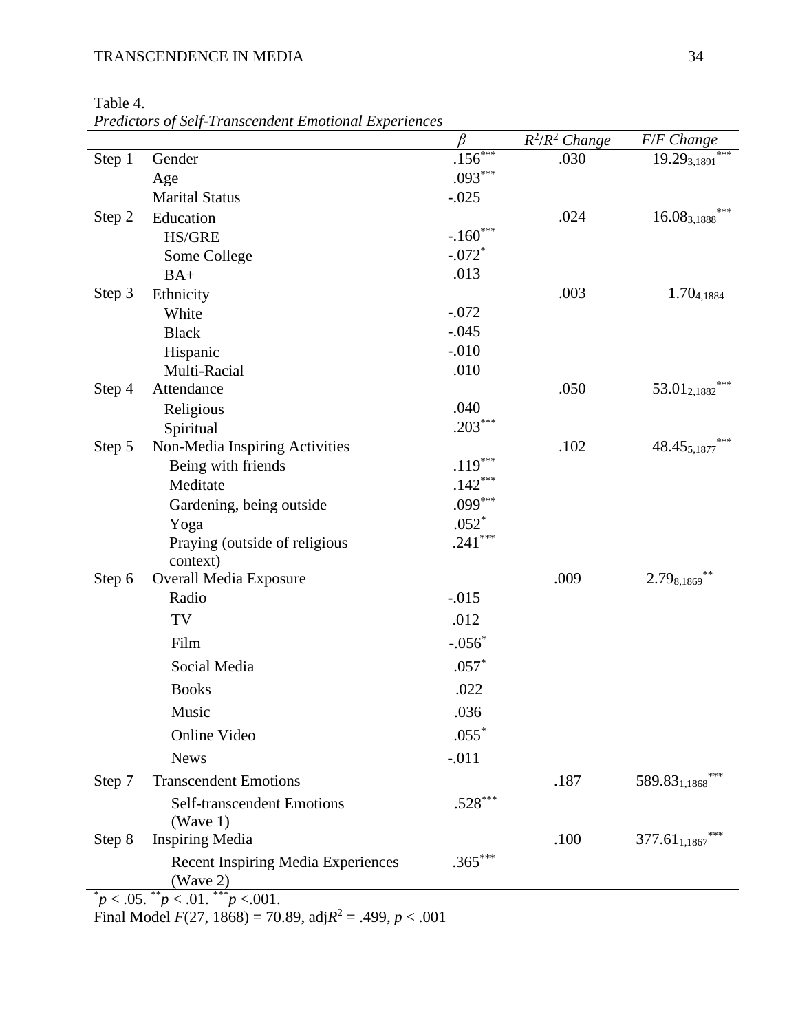Table 4.

*Predictors of Self-Transcendent Emotional Experiences*

| | | $\beta$ | $R^2/R^2$ *Change* | *F/F Change* |
|---|---|---|---|---|
| Step 1 | Gender | $.156^{***}$ | .030 | $19.29_{3,1891}^{***}$ |
| | Age | $.093^{***}$ | | |
| | Marital Status | -.025 | | |
| Step 2 | Education | | .024 | $16.08_{3,1888}^{***}$ |
| | HS/GRE | $-.160^{***}$ | | |
| | Some College | $-.072^{*}$ | | |
| | BA+ | .013 | | |
| Step 3 | Ethnicity | | .003 | $1.70_{4,1884}$ |
| | White | -.072 | | |
| | Black | -.045 | | |
| | Hispanic | -.010 | | |
| | Multi-Racial | .010 | | |
| Step 4 | Attendance | | .050 | $53.01_{2,1882}^{***}$ |
| | Religious | .040 | | |
| | Spiritual | $.203^{***}$ | | |
| Step 5 | Non-Media Inspiring Activities | | .102 | $48.45_{5,1877}^{***}$ |
| | Being with friends | $.119^{***}$ | | |
| | Meditate | $.142^{***}$ | | |
| | Gardening, being outside | $.099^{***}$ | | |
| | Yoga | $.052^{*}$ | | |
| | Praying (outside of religious context) | $.241^{***}$ | | |
| Step 6 | Overall Media Exposure | | .009 | $2.79_{8,1869}^{**}$ |
| | Radio | -.015 | | |
| | TV | .012 | | |
| | Film | $-.056^{*}$ | | |
| | Social Media | $.057^{*}$ | | |
| | Books | .022 | | |
| | Music | .036 | | |
| | Online Video | $.055^{*}$ | | |
| | News | -.011 | | |
| Step 7 | Transcendent Emotions | | .187 | $589.83_{1,1868}^{***}$ |
| | Self-transcendent Emotions (Wave 1) | $.528^{***}$ | | |
| Step 8 | Inspiring Media | | .100 | $377.61_{1,1867}^{***}$ |
| | Recent Inspiring Media Experiences (Wave 2) | $.365^{***}$ | | |

$^{*}p < .05$. $^{**}p < .01$. $^{***}p < .001$.

Final Model $F(27, 1868) = 70.89$, adj$R^2 = .499$, $p < .001$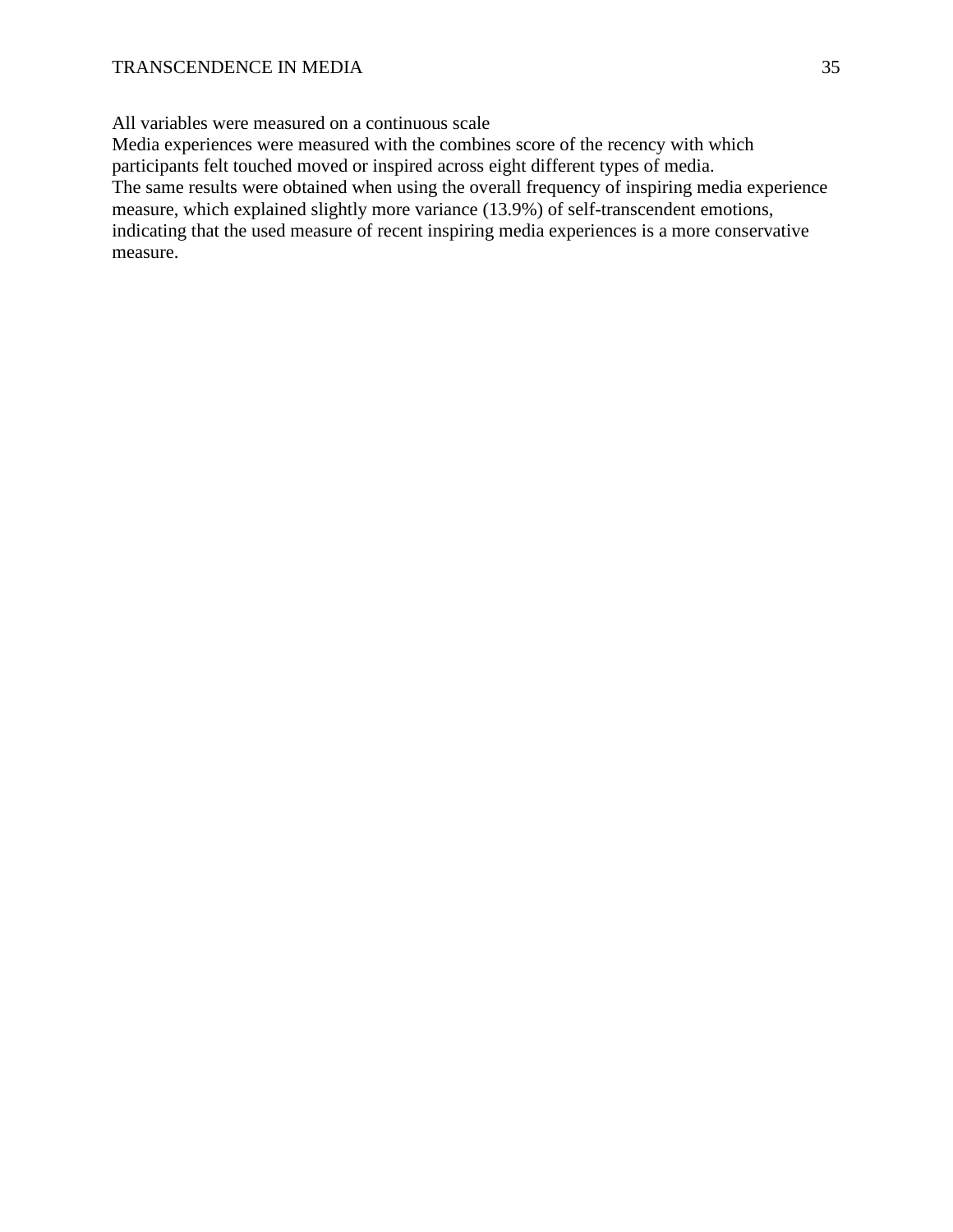All variables were measured on a continuous scale

Media experiences were measured with the combines score of the recency with which participants felt touched moved or inspired across eight different types of media.

The same results were obtained when using the overall frequency of inspiring media experience measure, which explained slightly more variance (13.9%) of self-transcendent emotions, indicating that the used measure of recent inspiring media experiences is a more conservative measure.